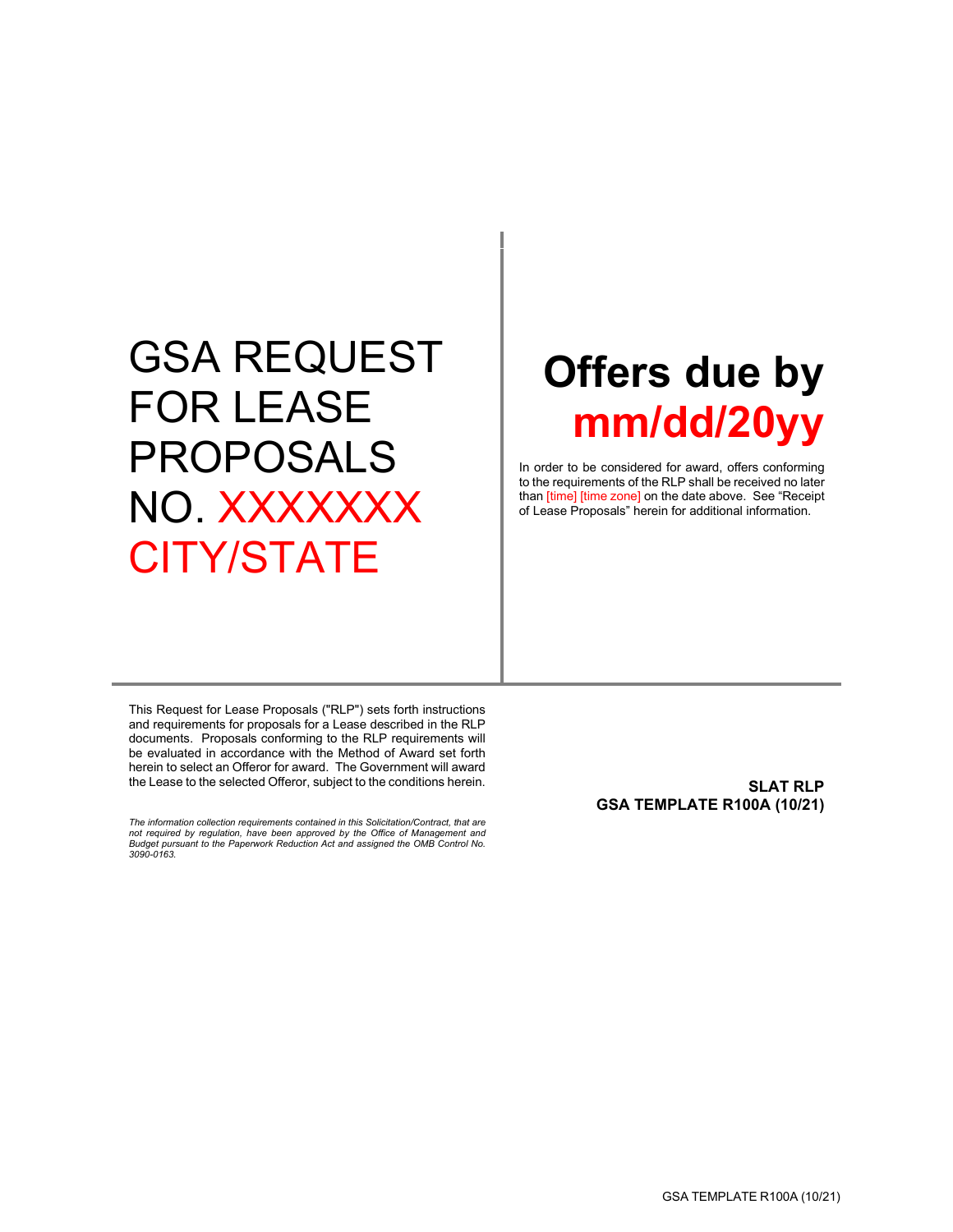# GSA REQUEST FOR LEASE PROPOSALS NO. XXXXXXX CITY/STATE

# Offers due by mm/dd/20yy

In order to be considered for award, offers conforming to the requirements of the RLP shall be received no later than [time] [time zone] on the date above. See "Receipt of Lease Proposals" herein for additional information.

This Request for Lease Proposals ("RLP") sets forth instructions and requirements for proposals for a Lease described in the RLP documents. Proposals conforming to the RLP requirements will be evaluated in accordance with the Method of Award set forth herein to select an Offeror for award. The Government will award the Lease to the selected Offeror, subject to the conditions herein.

*The information collection requirements contained in this Solicitation/Contract, that are not required by regulation, have been approved by the Office of Management and Budget pursuant to the Paperwork Reduction Act and assigned the OMB Control No. 3090-0163.*

**SLAT RLP**
**GSA TEMPLATE R100A (10/21)**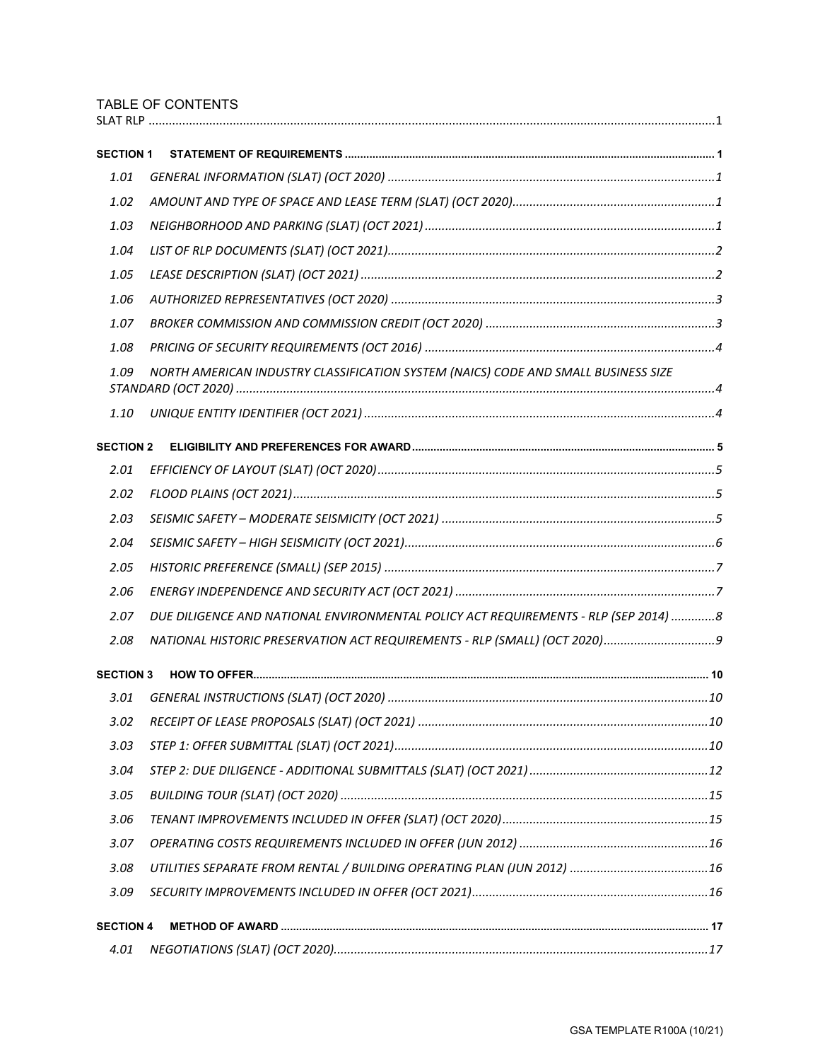# TABLE OF CONTENTS

SLAT RLP ....................................................................................................................................................1

**SECTION 1 STATEMENT OF REQUIREMENTS** ........................................................................................................... 1

*1.01 GENERAL INFORMATION (SLAT) (OCT 2020)* ...................................................................................................1

*1.02 AMOUNT AND TYPE OF SPACE AND LEASE TERM (SLAT) (OCT 2020)*.............................................................1

*1.03 NEIGHBORHOOD AND PARKING (SLAT) (OCT 2021)* .......................................................................................1

*1.04 LIST OF RLP DOCUMENTS (SLAT) (OCT 2021)*..................................................................................................2

*1.05 LEASE DESCRIPTION (SLAT) (OCT 2021)* ..........................................................................................................2

*1.06 AUTHORIZED REPRESENTATIVES (OCT 2020)* .................................................................................................3

*1.07 BROKER COMMISSION AND COMMISSION CREDIT (OCT 2020)* .....................................................................3

*1.08 PRICING OF SECURITY REQUIREMENTS (OCT 2016)* ......................................................................................4

*1.09 NORTH AMERICAN INDUSTRY CLASSIFICATION SYSTEM (NAICS) CODE AND SMALL BUSINESS SIZE STANDARD (OCT 2020)* .............................................................................................................................................4

*1.10 UNIQUE ENTITY IDENTIFIER (OCT 2021)* .........................................................................................................4

**SECTION 2 ELIGIBILITY AND PREFERENCES FOR AWARD** ..................................................................................... 5

*2.01 EFFICIENCY OF LAYOUT (SLAT) (OCT 2020)*.....................................................................................................5

*2.02 FLOOD PLAINS (OCT 2021)*.............................................................................................................................5

*2.03 SEISMIC SAFETY – MODERATE SEISMICITY (OCT 2021)* ..................................................................................5

*2.04 SEISMIC SAFETY – HIGH SEISMICITY (OCT 2021)*.............................................................................................6

*2.05 HISTORIC PREFERENCE (SMALL) (SEP 2015)* ...................................................................................................7

*2.06 ENERGY INDEPENDENCE AND SECURITY ACT (OCT 2021)* ..............................................................................7

*2.07 DUE DILIGENCE AND NATIONAL ENVIRONMENTAL POLICY ACT REQUIREMENTS - RLP (SEP 2014)* .............8

*2.08 NATIONAL HISTORIC PRESERVATION ACT REQUIREMENTS - RLP (SMALL) (OCT 2020)*..................................9

**SECTION 3 HOW TO OFFER**.................................................................................................................................... 10

*3.01 GENERAL INSTRUCTIONS (SLAT) (OCT 2020)* ................................................................................................10

*3.02 RECEIPT OF LEASE PROPOSALS (SLAT) (OCT 2021)* .......................................................................................10

*3.03 STEP 1: OFFER SUBMITTAL (SLAT) (OCT 2021)*..............................................................................................10

*3.04 STEP 2: DUE DILIGENCE - ADDITIONAL SUBMITTALS (SLAT) (OCT 2021)* ......................................................12

*3.05 BUILDING TOUR (SLAT) (OCT 2020)* ..............................................................................................................15

*3.06 TENANT IMPROVEMENTS INCLUDED IN OFFER (SLAT) (OCT 2020)*..............................................................15

*3.07 OPERATING COSTS REQUIREMENTS INCLUDED IN OFFER (JUN 2012)* .........................................................16

*3.08 UTILITIES SEPARATE FROM RENTAL / BUILDING OPERATING PLAN (JUN 2012)* ..........................................16

*3.09 SECURITY IMPROVEMENTS INCLUDED IN OFFER (OCT 2021)*.......................................................................16

**SECTION 4 METHOD OF AWARD** ........................................................................................................................... 17

*4.01 NEGOTIATIONS (SLAT) (OCT 2020)*...............................................................................................................17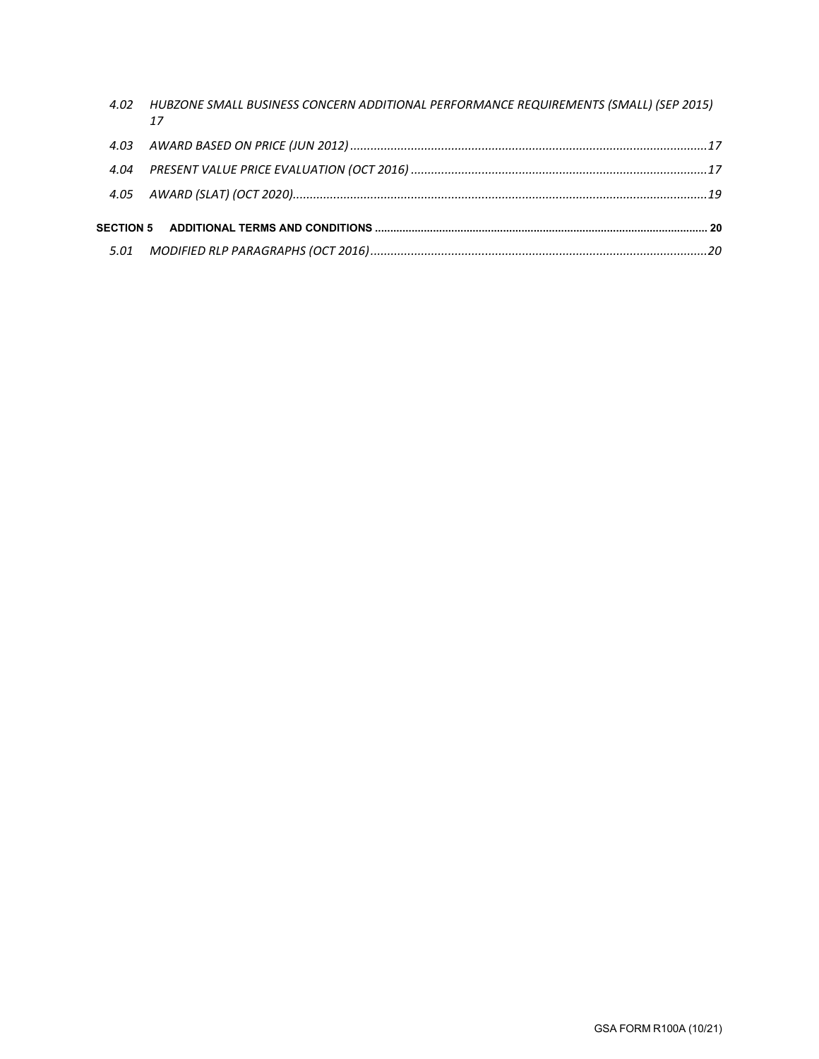*4.02 HUBZONE SMALL BUSINESS CONCERN ADDITIONAL PERFORMANCE REQUIREMENTS (SMALL) (SEP 2015) 17*

*4.03 AWARD BASED ON PRICE (JUN 2012) ......................................................................................................17*

*4.04 PRESENT VALUE PRICE EVALUATION (OCT 2016) ....................................................................................17*

*4.05 AWARD (SLAT) (OCT 2020)........................................................................................................................19*

**SECTION 5 ADDITIONAL TERMS AND CONDITIONS ............................................................................................................ 20**

*5.01 MODIFIED RLP PARAGRAPHS (OCT 2016).................................................................................................20*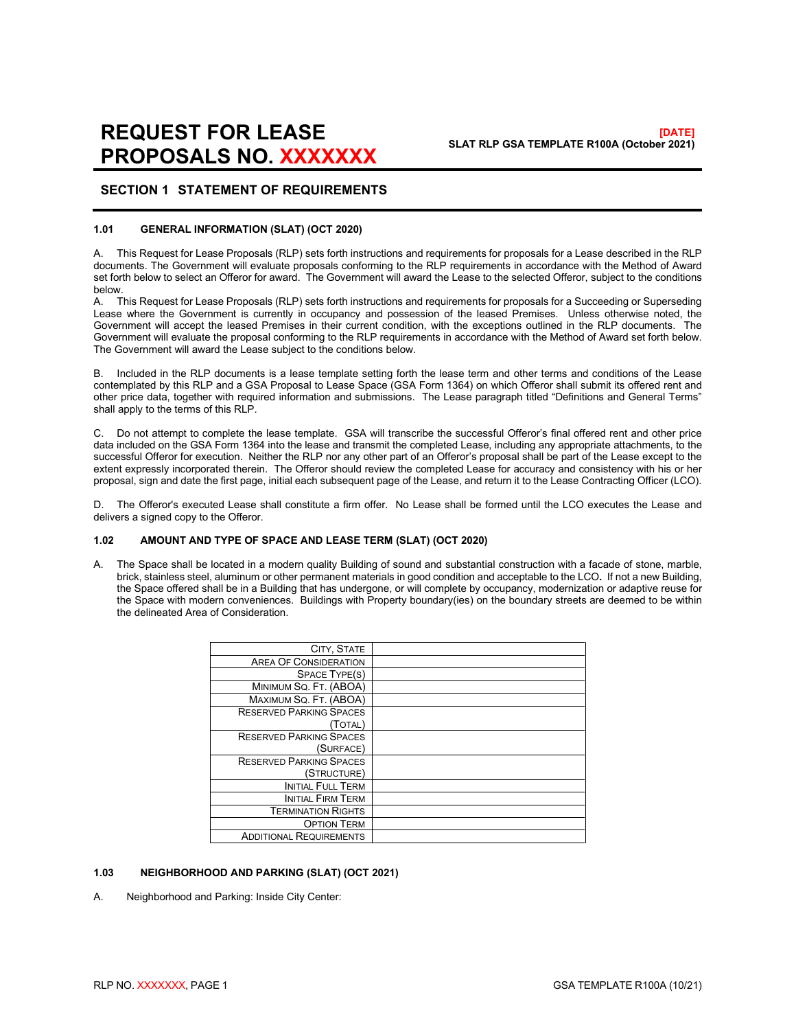# REQUEST FOR LEASE PROPOSALS NO. XXXXXXX

**[DATE]**
**SLAT RLP GSA TEMPLATE R100A (October 2021)**

## SECTION 1 STATEMENT OF REQUIREMENTS

### 1.01 GENERAL INFORMATION (SLAT) (OCT 2020)

A. This Request for Lease Proposals (RLP) sets forth instructions and requirements for proposals for a Lease described in the RLP documents. The Government will evaluate proposals conforming to the RLP requirements in accordance with the Method of Award set forth below to select an Offeror for award. The Government will award the Lease to the selected Offeror, subject to the conditions below.

A. This Request for Lease Proposals (RLP) sets forth instructions and requirements for proposals for a Succeeding or Superseding Lease where the Government is currently in occupancy and possession of the leased Premises. Unless otherwise noted, the Government will accept the leased Premises in their current condition, with the exceptions outlined in the RLP documents. The Government will evaluate the proposal conforming to the RLP requirements in accordance with the Method of Award set forth below. The Government will award the Lease subject to the conditions below.

B. Included in the RLP documents is a lease template setting forth the lease term and other terms and conditions of the Lease contemplated by this RLP and a GSA Proposal to Lease Space (GSA Form 1364) on which Offeror shall submit its offered rent and other price data, together with required information and submissions. The Lease paragraph titled "Definitions and General Terms" shall apply to the terms of this RLP.

C. Do not attempt to complete the lease template. GSA will transcribe the successful Offeror's final offered rent and other price data included on the GSA Form 1364 into the lease and transmit the completed Lease, including any appropriate attachments, to the successful Offeror for execution. Neither the RLP nor any other part of an Offeror's proposal shall be part of the Lease except to the extent expressly incorporated therein. The Offeror should review the completed Lease for accuracy and consistency with his or her proposal, sign and date the first page, initial each subsequent page of the Lease, and return it to the Lease Contracting Officer (LCO).

D. The Offeror's executed Lease shall constitute a firm offer. No Lease shall be formed until the LCO executes the Lease and delivers a signed copy to the Offeror.

### 1.02 AMOUNT AND TYPE OF SPACE AND LEASE TERM (SLAT) (OCT 2020)

A. The Space shall be located in a modern quality Building of sound and substantial construction with a facade of stone, marble, brick, stainless steel, aluminum or other permanent materials in good condition and acceptable to the LCO**.** If not a new Building, the Space offered shall be in a Building that has undergone, or will complete by occupancy, modernization or adaptive reuse for the Space with modern conveniences. Buildings with Property boundary(ies) on the boundary streets are deemed to be within the delineated Area of Consideration.

| | |
|---|---|
| City, State | |
| Area Of Consideration | |
| Space Type(s) | |
| Minimum Sq. Ft. (ABOA) | |
| Maximum Sq. Ft. (ABOA) | |
| Reserved Parking Spaces (Total) | |
| Reserved Parking Spaces (Surface) | |
| Reserved Parking Spaces (Structure) | |
| Initial Full Term | |
| Initial Firm Term | |
| Termination Rights | |
| Option Term | |
| Additional Requirements | |

### 1.03 NEIGHBORHOOD AND PARKING (SLAT) (OCT 2021)

A. Neighborhood and Parking: Inside City Center: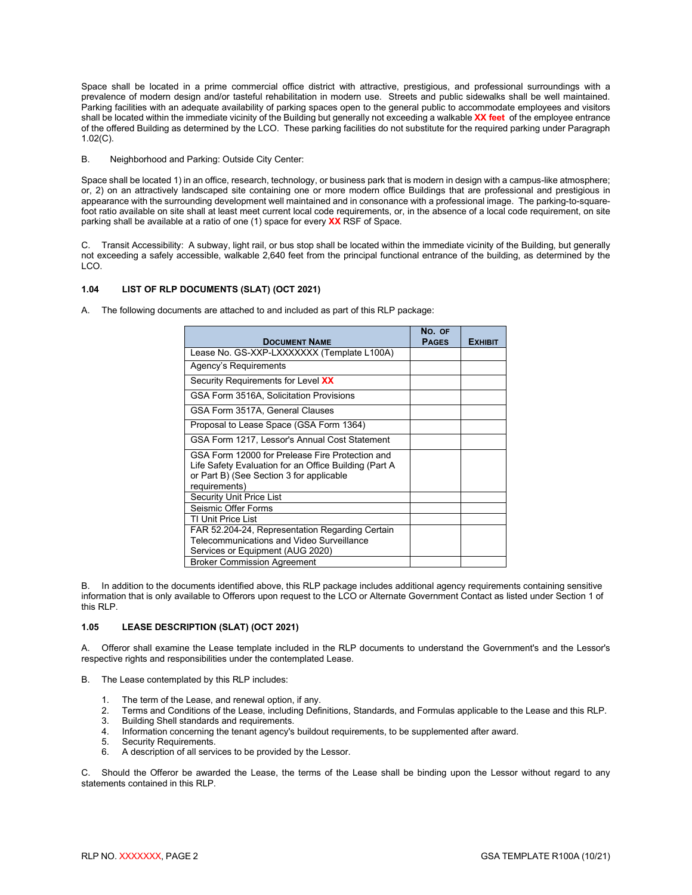Space shall be located in a prime commercial office district with attractive, prestigious, and professional surroundings with a prevalence of modern design and/or tasteful rehabilitation in modern use. Streets and public sidewalks shall be well maintained. Parking facilities with an adequate availability of parking spaces open to the general public to accommodate employees and visitors shall be located within the immediate vicinity of the Building but generally not exceeding a walkable **XX feet** of the employee entrance of the offered Building as determined by the LCO. These parking facilities do not substitute for the required parking under Paragraph 1.02(C).

B. Neighborhood and Parking: Outside City Center:

Space shall be located 1) in an office, research, technology, or business park that is modern in design with a campus-like atmosphere; or, 2) on an attractively landscaped site containing one or more modern office Buildings that are professional and prestigious in appearance with the surrounding development well maintained and in consonance with a professional image. The parking-to-square-foot ratio available on site shall at least meet current local code requirements, or, in the absence of a local code requirement, on site parking shall be available at a ratio of one (1) space for every **XX** RSF of Space.

C. Transit Accessibility: A subway, light rail, or bus stop shall be located within the immediate vicinity of the Building, but generally not exceeding a safely accessible, walkable 2,640 feet from the principal functional entrance of the building, as determined by the LCO.

### 1.04 LIST OF RLP DOCUMENTS (SLAT) (OCT 2021)

A. The following documents are attached to and included as part of this RLP package:

| Document Name | No. of Pages | Exhibit |
|---|---|---|
| Lease No. GS-XXP-LXXXXXXX (Template L100A) | | |
| Agency's Requirements | | |
| Security Requirements for Level **XX** | | |
| GSA Form 3516A, Solicitation Provisions | | |
| GSA Form 3517A, General Clauses | | |
| Proposal to Lease Space (GSA Form 1364) | | |
| GSA Form 1217, Lessor's Annual Cost Statement | | |
| GSA Form 12000 for Prelease Fire Protection and Life Safety Evaluation for an Office Building (Part A or Part B) (See Section 3 for applicable requirements) | | |
| Security Unit Price List | | |
| Seismic Offer Forms | | |
| TI Unit Price List | | |
| FAR 52.204-24, Representation Regarding Certain Telecommunications and Video Surveillance Services or Equipment (AUG 2020) | | |
| Broker Commission Agreement | | |

B. In addition to the documents identified above, this RLP package includes additional agency requirements containing sensitive information that is only available to Offerors upon request to the LCO or Alternate Government Contact as listed under Section 1 of this RLP.

### 1.05 LEASE DESCRIPTION (SLAT) (OCT 2021)

A. Offeror shall examine the Lease template included in the RLP documents to understand the Government's and the Lessor's respective rights and responsibilities under the contemplated Lease.

B. The Lease contemplated by this RLP includes:

1. The term of the Lease, and renewal option, if any.
2. Terms and Conditions of the Lease, including Definitions, Standards, and Formulas applicable to the Lease and this RLP.
3. Building Shell standards and requirements.
4. Information concerning the tenant agency's buildout requirements, to be supplemented after award.
5. Security Requirements.
6. A description of all services to be provided by the Lessor.

C. Should the Offeror be awarded the Lease, the terms of the Lease shall be binding upon the Lessor without regard to any statements contained in this RLP.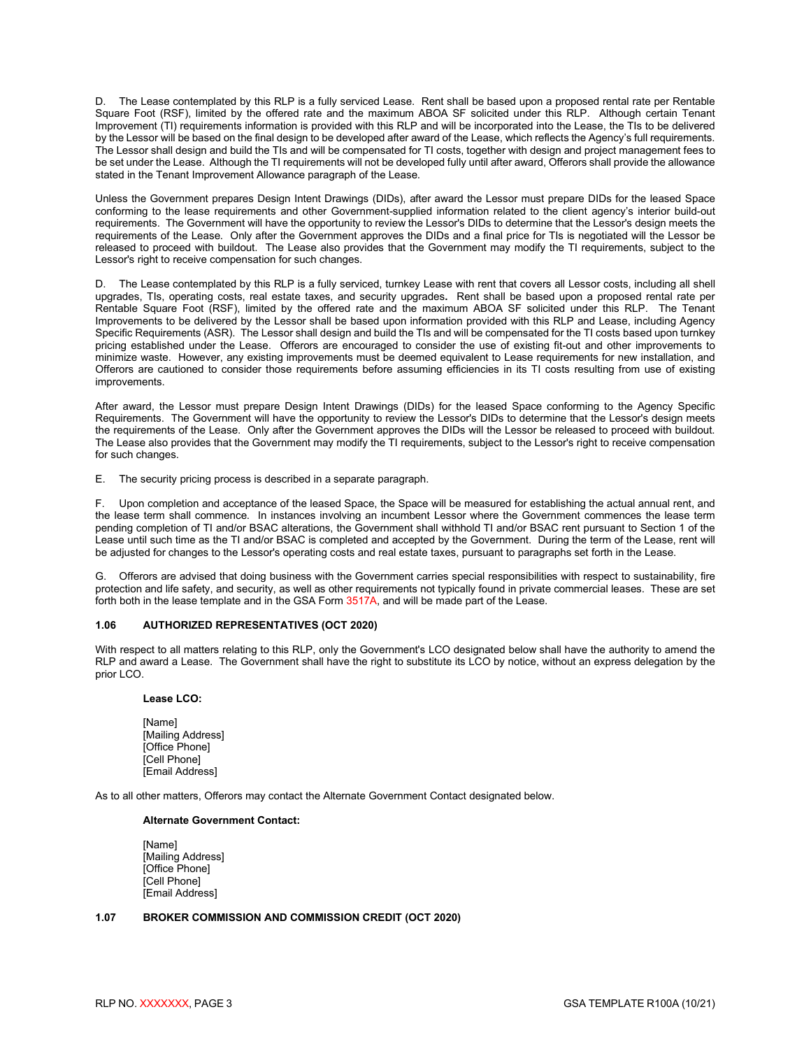D. The Lease contemplated by this RLP is a fully serviced Lease. Rent shall be based upon a proposed rental rate per Rentable Square Foot (RSF), limited by the offered rate and the maximum ABOA SF solicited under this RLP. Although certain Tenant Improvement (TI) requirements information is provided with this RLP and will be incorporated into the Lease, the TIs to be delivered by the Lessor will be based on the final design to be developed after award of the Lease, which reflects the Agency's full requirements. The Lessor shall design and build the TIs and will be compensated for TI costs, together with design and project management fees to be set under the Lease. Although the TI requirements will not be developed fully until after award, Offerors shall provide the allowance stated in the Tenant Improvement Allowance paragraph of the Lease.

Unless the Government prepares Design Intent Drawings (DIDs), after award the Lessor must prepare DIDs for the leased Space conforming to the lease requirements and other Government-supplied information related to the client agency's interior build-out requirements. The Government will have the opportunity to review the Lessor's DIDs to determine that the Lessor's design meets the requirements of the Lease. Only after the Government approves the DIDs and a final price for TIs is negotiated will the Lessor be released to proceed with buildout. The Lease also provides that the Government may modify the TI requirements, subject to the Lessor's right to receive compensation for such changes.

D. The Lease contemplated by this RLP is a fully serviced, turnkey Lease with rent that covers all Lessor costs, including all shell upgrades, TIs, operating costs, real estate taxes, and security upgrades. Rent shall be based upon a proposed rental rate per Rentable Square Foot (RSF), limited by the offered rate and the maximum ABOA SF solicited under this RLP. The Tenant Improvements to be delivered by the Lessor shall be based upon information provided with this RLP and Lease, including Agency Specific Requirements (ASR). The Lessor shall design and build the TIs and will be compensated for the TI costs based upon turnkey pricing established under the Lease. Offerors are encouraged to consider the use of existing fit-out and other improvements to minimize waste. However, any existing improvements must be deemed equivalent to Lease requirements for new installation, and Offerors are cautioned to consider those requirements before assuming efficiencies in its TI costs resulting from use of existing improvements.

After award, the Lessor must prepare Design Intent Drawings (DIDs) for the leased Space conforming to the Agency Specific Requirements. The Government will have the opportunity to review the Lessor's DIDs to determine that the Lessor's design meets the requirements of the Lease. Only after the Government approves the DIDs will the Lessor be released to proceed with buildout. The Lease also provides that the Government may modify the TI requirements, subject to the Lessor's right to receive compensation for such changes.

E. The security pricing process is described in a separate paragraph.

F. Upon completion and acceptance of the leased Space, the Space will be measured for establishing the actual annual rent, and the lease term shall commence. In instances involving an incumbent Lessor where the Government commences the lease term pending completion of TI and/or BSAC alterations, the Government shall withhold TI and/or BSAC rent pursuant to Section 1 of the Lease until such time as the TI and/or BSAC is completed and accepted by the Government. During the term of the Lease, rent will be adjusted for changes to the Lessor's operating costs and real estate taxes, pursuant to paragraphs set forth in the Lease.

G. Offerors are advised that doing business with the Government carries special responsibilities with respect to sustainability, fire protection and life safety, and security, as well as other requirements not typically found in private commercial leases. These are set forth both in the lease template and in the GSA Form 3517A, and will be made part of the Lease.

### 1.06 AUTHORIZED REPRESENTATIVES (OCT 2020)

With respect to all matters relating to this RLP, only the Government's LCO designated below shall have the authority to amend the RLP and award a Lease. The Government shall have the right to substitute its LCO by notice, without an express delegation by the prior LCO.

**Lease LCO:**

[Name]
[Mailing Address]
[Office Phone]
[Cell Phone]
[Email Address]

As to all other matters, Offerors may contact the Alternate Government Contact designated below.

**Alternate Government Contact:**

[Name]
[Mailing Address]
[Office Phone]
[Cell Phone]
[Email Address]

### 1.07 BROKER COMMISSION AND COMMISSION CREDIT (OCT 2020)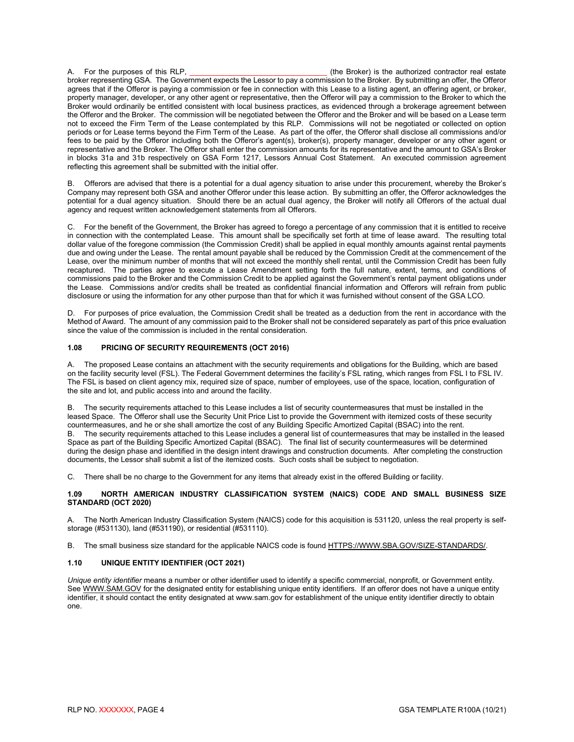A. For the purposes of this RLP, \_\_\_\_\_\_\_\_\_\_\_\_\_\_\_\_\_\_\_\_\_\_\_\_\_\_\_\_\_\_\_\_ (the Broker) is the authorized contractor real estate broker representing GSA. The Government expects the Lessor to pay a commission to the Broker. By submitting an offer, the Offeror agrees that if the Offeror is paying a commission or fee in connection with this Lease to a listing agent, an offering agent, or broker, property manager, developer, or any other agent or representative, then the Offeror will pay a commission to the Broker to which the Broker would ordinarily be entitled consistent with local business practices, as evidenced through a brokerage agreement between the Offeror and the Broker. The commission will be negotiated between the Offeror and the Broker and will be based on a Lease term not to exceed the Firm Term of the Lease contemplated by this RLP. Commissions will not be negotiated or collected on option periods or for Lease terms beyond the Firm Term of the Lease. As part of the offer, the Offeror shall disclose all commissions and/or fees to be paid by the Offeror including both the Offeror's agent(s), broker(s), property manager, developer or any other agent or representative and the Broker. The Offeror shall enter the commission amounts for its representative and the amount to GSA's Broker in blocks 31a and 31b respectively on GSA Form 1217, Lessors Annual Cost Statement. An executed commission agreement reflecting this agreement shall be submitted with the initial offer.

B. Offerors are advised that there is a potential for a dual agency situation to arise under this procurement, whereby the Broker's Company may represent both GSA and another Offeror under this lease action. By submitting an offer, the Offeror acknowledges the potential for a dual agency situation. Should there be an actual dual agency, the Broker will notify all Offerors of the actual dual agency and request written acknowledgement statements from all Offerors.

C. For the benefit of the Government, the Broker has agreed to forego a percentage of any commission that it is entitled to receive in connection with the contemplated Lease. This amount shall be specifically set forth at time of lease award. The resulting total dollar value of the foregone commission (the Commission Credit) shall be applied in equal monthly amounts against rental payments due and owing under the Lease. The rental amount payable shall be reduced by the Commission Credit at the commencement of the Lease, over the minimum number of months that will not exceed the monthly shell rental, until the Commission Credit has been fully recaptured. The parties agree to execute a Lease Amendment setting forth the full nature, extent, terms, and conditions of commissions paid to the Broker and the Commission Credit to be applied against the Government's rental payment obligations under the Lease. Commissions and/or credits shall be treated as confidential financial information and Offerors will refrain from public disclosure or using the information for any other purpose than that for which it was furnished without consent of the GSA LCO.

D. For purposes of price evaluation, the Commission Credit shall be treated as a deduction from the rent in accordance with the Method of Award. The amount of any commission paid to the Broker shall not be considered separately as part of this price evaluation since the value of the commission is included in the rental consideration.

### 1.08 PRICING OF SECURITY REQUIREMENTS (OCT 2016)

A. The proposed Lease contains an attachment with the security requirements and obligations for the Building, which are based on the facility security level (FSL). The Federal Government determines the facility's FSL rating, which ranges from FSL I to FSL IV. The FSL is based on client agency mix, required size of space, number of employees, use of the space, location, configuration of the site and lot, and public access into and around the facility.

B. The security requirements attached to this Lease includes a list of security countermeasures that must be installed in the leased Space. The Offeror shall use the Security Unit Price List to provide the Government with itemized costs of these security countermeasures, and he or she shall amortize the cost of any Building Specific Amortized Capital (BSAC) into the rent.

B. The security requirements attached to this Lease includes a general list of countermeasures that may be installed in the leased Space as part of the Building Specific Amortized Capital (BSAC). The final list of security countermeasures will be determined during the design phase and identified in the design intent drawings and construction documents. After completing the construction documents, the Lessor shall submit a list of the itemized costs. Such costs shall be subject to negotiation.

C. There shall be no charge to the Government for any items that already exist in the offered Building or facility.

### 1.09 NORTH AMERICAN INDUSTRY CLASSIFICATION SYSTEM (NAICS) CODE AND SMALL BUSINESS SIZE STANDARD (OCT 2020)

A. The North American Industry Classification System (NAICS) code for this acquisition is 531120, unless the real property is self-storage (#531130), land (#531190), or residential (#531110).

B. The small business size standard for the applicable NAICS code is found HTTPS://WWW.SBA.GOV/SIZE-STANDARDS/.

### 1.10 UNIQUE ENTITY IDENTIFIER (OCT 2021)

*Unique entity identifier* means a number or other identifier used to identify a specific commercial, nonprofit, or Government entity. See WWW.SAM.GOV for the designated entity for establishing unique entity identifiers. If an offeror does not have a unique entity identifier, it should contact the entity designated at www.sam.gov for establishment of the unique entity identifier directly to obtain one.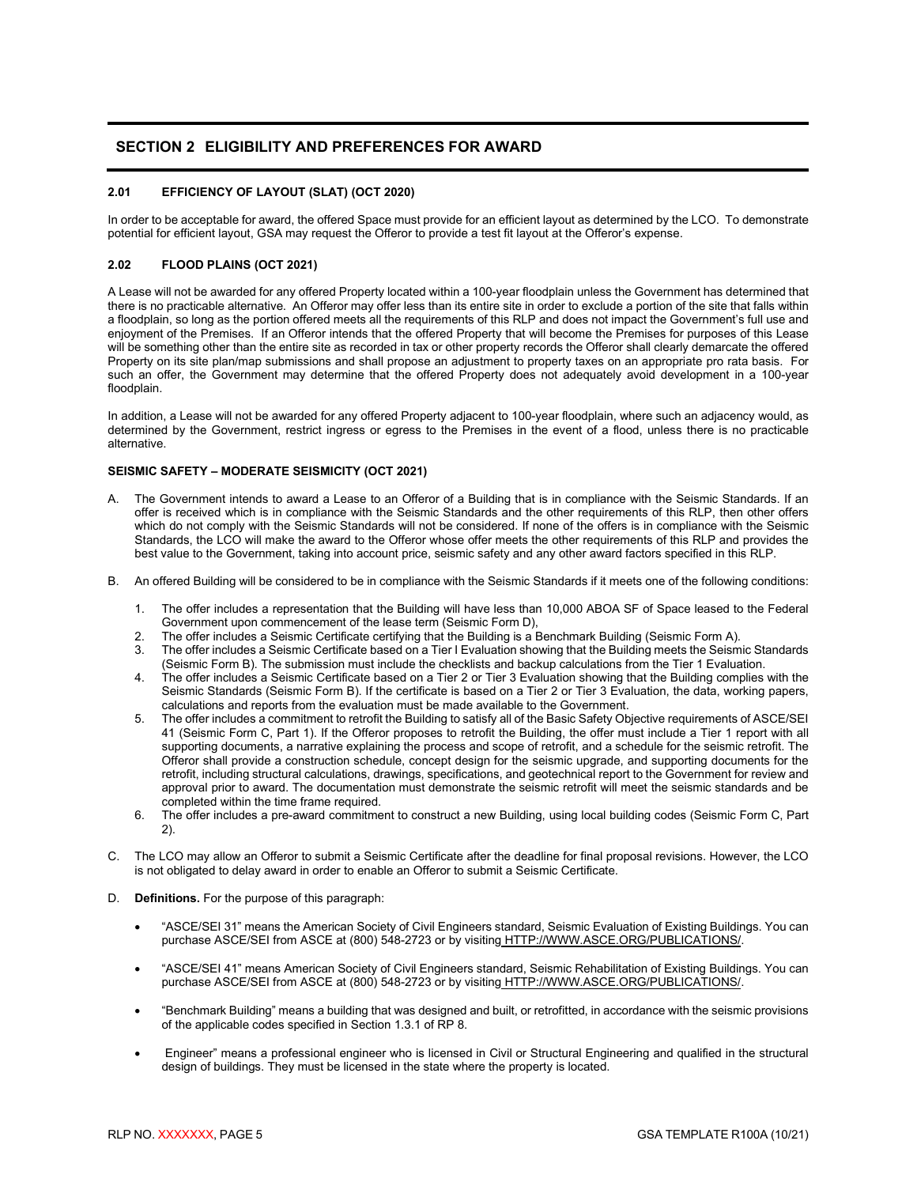## SECTION 2 ELIGIBILITY AND PREFERENCES FOR AWARD

### 2.01 EFFICIENCY OF LAYOUT (SLAT) (OCT 2020)

In order to be acceptable for award, the offered Space must provide for an efficient layout as determined by the LCO. To demonstrate potential for efficient layout, GSA may request the Offeror to provide a test fit layout at the Offeror's expense.

### 2.02 FLOOD PLAINS (OCT 2021)

A Lease will not be awarded for any offered Property located within a 100-year floodplain unless the Government has determined that there is no practicable alternative. An Offeror may offer less than its entire site in order to exclude a portion of the site that falls within a floodplain, so long as the portion offered meets all the requirements of this RLP and does not impact the Government's full use and enjoyment of the Premises. If an Offeror intends that the offered Property that will become the Premises for purposes of this Lease will be something other than the entire site as recorded in tax or other property records the Offeror shall clearly demarcate the offered Property on its site plan/map submissions and shall propose an adjustment to property taxes on an appropriate pro rata basis. For such an offer, the Government may determine that the offered Property does not adequately avoid development in a 100-year floodplain.

In addition, a Lease will not be awarded for any offered Property adjacent to 100-year floodplain, where such an adjacency would, as determined by the Government, restrict ingress or egress to the Premises in the event of a flood, unless there is no practicable alternative.

### SEISMIC SAFETY – MODERATE SEISMICITY (OCT 2021)

A. The Government intends to award a Lease to an Offeror of a Building that is in compliance with the Seismic Standards. If an offer is received which is in compliance with the Seismic Standards and the other requirements of this RLP, then other offers which do not comply with the Seismic Standards will not be considered. If none of the offers is in compliance with the Seismic Standards, the LCO will make the award to the Offeror whose offer meets the other requirements of this RLP and provides the best value to the Government, taking into account price, seismic safety and any other award factors specified in this RLP.

B. An offered Building will be considered to be in compliance with the Seismic Standards if it meets one of the following conditions:

1. The offer includes a representation that the Building will have less than 10,000 ABOA SF of Space leased to the Federal Government upon commencement of the lease term (Seismic Form D),
2. The offer includes a Seismic Certificate certifying that the Building is a Benchmark Building (Seismic Form A).
3. The offer includes a Seismic Certificate based on a Tier I Evaluation showing that the Building meets the Seismic Standards (Seismic Form B). The submission must include the checklists and backup calculations from the Tier 1 Evaluation.
4. The offer includes a Seismic Certificate based on a Tier 2 or Tier 3 Evaluation showing that the Building complies with the Seismic Standards (Seismic Form B). If the certificate is based on a Tier 2 or Tier 3 Evaluation, the data, working papers, calculations and reports from the evaluation must be made available to the Government.
5. The offer includes a commitment to retrofit the Building to satisfy all of the Basic Safety Objective requirements of ASCE/SEI 41 (Seismic Form C, Part 1). If the Offeror proposes to retrofit the Building, the offer must include a Tier 1 report with all supporting documents, a narrative explaining the process and scope of retrofit, and a schedule for the seismic retrofit. The Offeror shall provide a construction schedule, concept design for the seismic upgrade, and supporting documents for the retrofit, including structural calculations, drawings, specifications, and geotechnical report to the Government for review and approval prior to award. The documentation must demonstrate the seismic retrofit will meet the seismic standards and be completed within the time frame required.
6. The offer includes a pre-award commitment to construct a new Building, using local building codes (Seismic Form C, Part 2).

C. The LCO may allow an Offeror to submit a Seismic Certificate after the deadline for final proposal revisions. However, the LCO is not obligated to delay award in order to enable an Offeror to submit a Seismic Certificate.

D. **Definitions.** For the purpose of this paragraph:

- "ASCE/SEI 31" means the American Society of Civil Engineers standard, Seismic Evaluation of Existing Buildings. You can purchase ASCE/SEI from ASCE at (800) 548-2723 or by visiting HTTP://WWW.ASCE.ORG/PUBLICATIONS/.
- "ASCE/SEI 41" means American Society of Civil Engineers standard, Seismic Rehabilitation of Existing Buildings. You can purchase ASCE/SEI from ASCE at (800) 548-2723 or by visiting HTTP://WWW.ASCE.ORG/PUBLICATIONS/.
- "Benchmark Building" means a building that was designed and built, or retrofitted, in accordance with the seismic provisions of the applicable codes specified in Section 1.3.1 of RP 8.
- Engineer" means a professional engineer who is licensed in Civil or Structural Engineering and qualified in the structural design of buildings. They must be licensed in the state where the property is located.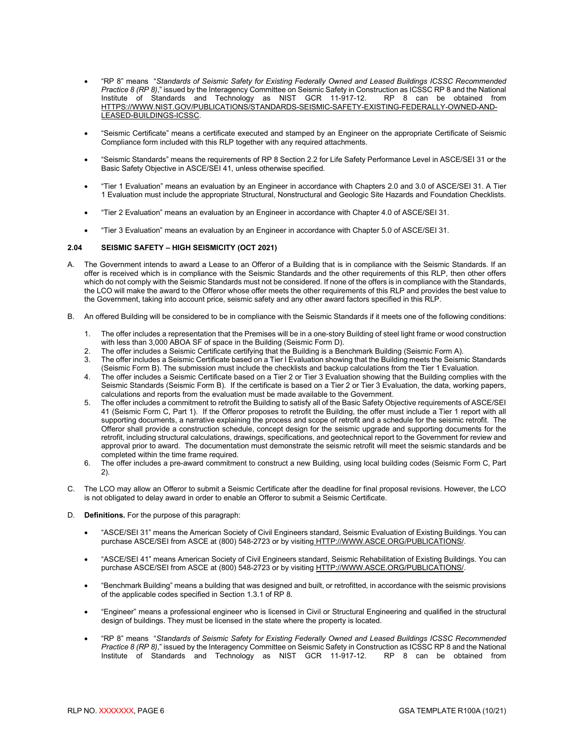- "RP 8" means "*Standards of Seismic Safety for Existing Federally Owned and Leased Buildings ICSSC Recommended Practice 8 (RP 8)*," issued by the Interagency Committee on Seismic Safety in Construction as ICSSC RP 8 and the National Institute of Standards and Technology as NIST GCR 11-917-12. RP 8 can be obtained from HTTPS://WWW.NIST.GOV/PUBLICATIONS/STANDARDS-SEISMIC-SAFETY-EXISTING-FEDERALLY-OWNED-AND-LEASED-BUILDINGS-ICSSC.

- "Seismic Certificate" means a certificate executed and stamped by an Engineer on the appropriate Certificate of Seismic Compliance form included with this RLP together with any required attachments.

- "Seismic Standards" means the requirements of RP 8 Section 2.2 for Life Safety Performance Level in ASCE/SEI 31 or the Basic Safety Objective in ASCE/SEI 41, unless otherwise specified.

- "Tier 1 Evaluation" means an evaluation by an Engineer in accordance with Chapters 2.0 and 3.0 of ASCE/SEI 31. A Tier 1 Evaluation must include the appropriate Structural, Nonstructural and Geologic Site Hazards and Foundation Checklists.

- "Tier 2 Evaluation" means an evaluation by an Engineer in accordance with Chapter 4.0 of ASCE/SEI 31.

- "Tier 3 Evaluation" means an evaluation by an Engineer in accordance with Chapter 5.0 of ASCE/SEI 31.

### 2.04 SEISMIC SAFETY – HIGH SEISMICITY (OCT 2021)

A. The Government intends to award a Lease to an Offeror of a Building that is in compliance with the Seismic Standards. If an offer is received which is in compliance with the Seismic Standards and the other requirements of this RLP, then other offers which do not comply with the Seismic Standards must not be considered. If none of the offers is in compliance with the Standards, the LCO will make the award to the Offeror whose offer meets the other requirements of this RLP and provides the best value to the Government, taking into account price, seismic safety and any other award factors specified in this RLP.

B. An offered Building will be considered to be in compliance with the Seismic Standards if it meets one of the following conditions:

1. The offer includes a representation that the Premises will be in a one-story Building of steel light frame or wood construction with less than 3,000 ABOA SF of space in the Building (Seismic Form D).
2. The offer includes a Seismic Certificate certifying that the Building is a Benchmark Building (Seismic Form A).
3. The offer includes a Seismic Certificate based on a Tier I Evaluation showing that the Building meets the Seismic Standards (Seismic Form B). The submission must include the checklists and backup calculations from the Tier 1 Evaluation.
4. The offer includes a Seismic Certificate based on a Tier 2 or Tier 3 Evaluation showing that the Building complies with the Seismic Standards (Seismic Form B). If the certificate is based on a Tier 2 or Tier 3 Evaluation, the data, working papers, calculations and reports from the evaluation must be made available to the Government.
5. The offer includes a commitment to retrofit the Building to satisfy all of the Basic Safety Objective requirements of ASCE/SEI 41 (Seismic Form C, Part 1). If the Offeror proposes to retrofit the Building, the offer must include a Tier 1 report with all supporting documents, a narrative explaining the process and scope of retrofit and a schedule for the seismic retrofit. The Offeror shall provide a construction schedule, concept design for the seismic upgrade and supporting documents for the retrofit, including structural calculations, drawings, specifications, and geotechnical report to the Government for review and approval prior to award. The documentation must demonstrate the seismic retrofit will meet the seismic standards and be completed within the time frame required.
6. The offer includes a pre-award commitment to construct a new Building, using local building codes (Seismic Form C, Part 2).

C. The LCO may allow an Offeror to submit a Seismic Certificate after the deadline for final proposal revisions. However, the LCO is not obligated to delay award in order to enable an Offeror to submit a Seismic Certificate.

D. **Definitions.** For the purpose of this paragraph:

- "ASCE/SEI 31" means the American Society of Civil Engineers standard, Seismic Evaluation of Existing Buildings. You can purchase ASCE/SEI from ASCE at (800) 548-2723 or by visiting HTTP://WWW.ASCE.ORG/PUBLICATIONS/.

- "ASCE/SEI 41" means American Society of Civil Engineers standard, Seismic Rehabilitation of Existing Buildings. You can purchase ASCE/SEI from ASCE at (800) 548-2723 or by visiting HTTP://WWW.ASCE.ORG/PUBLICATIONS/.

- "Benchmark Building" means a building that was designed and built, or retrofitted, in accordance with the seismic provisions of the applicable codes specified in Section 1.3.1 of RP 8.

- "Engineer" means a professional engineer who is licensed in Civil or Structural Engineering and qualified in the structural design of buildings. They must be licensed in the state where the property is located.

- "RP 8" means "*Standards of Seismic Safety for Existing Federally Owned and Leased Buildings ICSSC Recommended Practice 8 (RP 8)*," issued by the Interagency Committee on Seismic Safety in Construction as ICSSC RP 8 and the National Institute of Standards and Technology as NIST GCR 11-917-12. RP 8 can be obtained from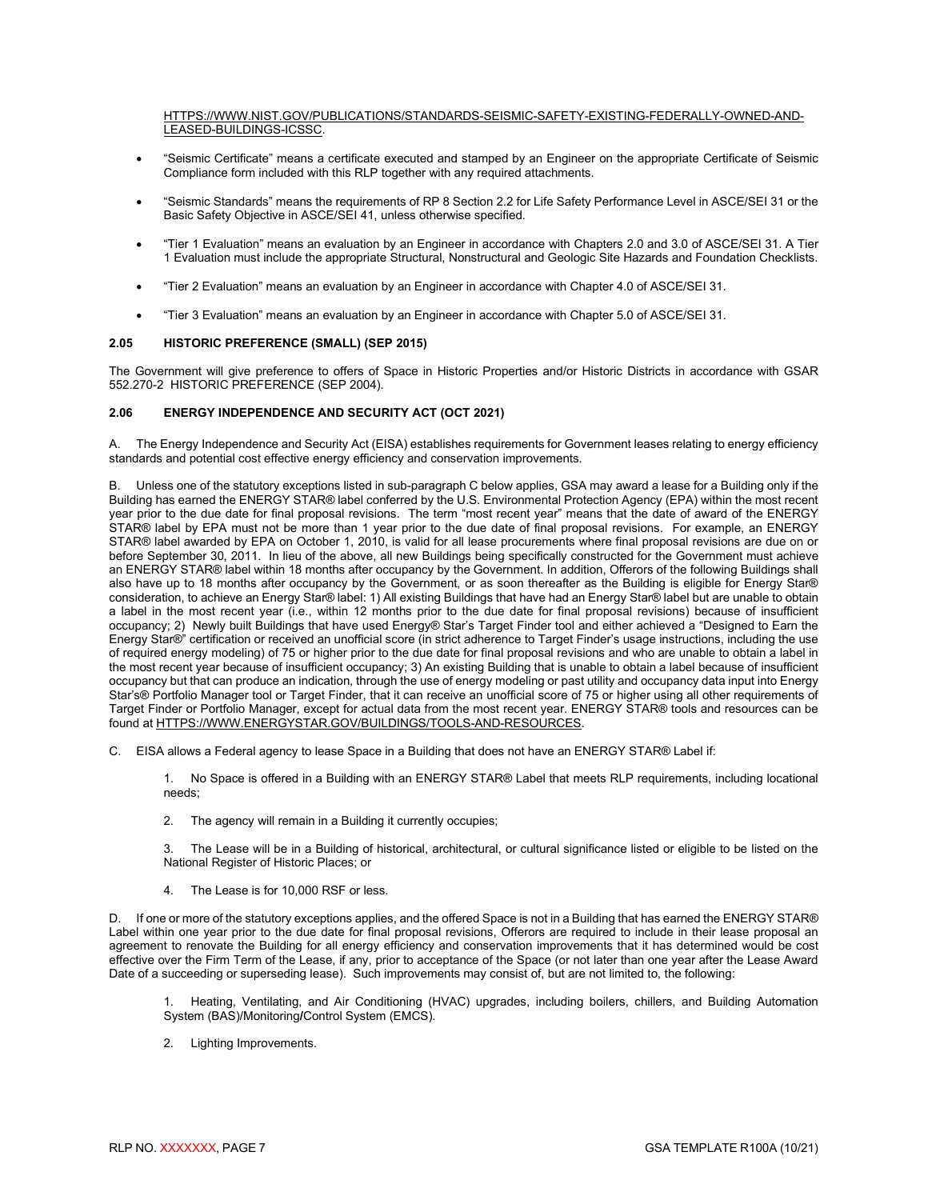HTTPS://WWW.NIST.GOV/PUBLICATIONS/STANDARDS-SEISMIC-SAFETY-EXISTING-FEDERALLY-OWNED-AND-LEASED-BUILDINGS-ICSSC.

- "Seismic Certificate" means a certificate executed and stamped by an Engineer on the appropriate Certificate of Seismic Compliance form included with this RLP together with any required attachments.
- "Seismic Standards" means the requirements of RP 8 Section 2.2 for Life Safety Performance Level in ASCE/SEI 31 or the Basic Safety Objective in ASCE/SEI 41, unless otherwise specified.
- "Tier 1 Evaluation" means an evaluation by an Engineer in accordance with Chapters 2.0 and 3.0 of ASCE/SEI 31. A Tier 1 Evaluation must include the appropriate Structural, Nonstructural and Geologic Site Hazards and Foundation Checklists.
- "Tier 2 Evaluation" means an evaluation by an Engineer in accordance with Chapter 4.0 of ASCE/SEI 31.
- "Tier 3 Evaluation" means an evaluation by an Engineer in accordance with Chapter 5.0 of ASCE/SEI 31.

### 2.05 HISTORIC PREFERENCE (SMALL) (SEP 2015)

The Government will give preference to offers of Space in Historic Properties and/or Historic Districts in accordance with GSAR 552.270-2 HISTORIC PREFERENCE (SEP 2004).

### 2.06 ENERGY INDEPENDENCE AND SECURITY ACT (OCT 2021)

A. The Energy Independence and Security Act (EISA) establishes requirements for Government leases relating to energy efficiency standards and potential cost effective energy efficiency and conservation improvements.

B. Unless one of the statutory exceptions listed in sub-paragraph C below applies, GSA may award a lease for a Building only if the Building has earned the ENERGY STAR® label conferred by the U.S. Environmental Protection Agency (EPA) within the most recent year prior to the due date for final proposal revisions. The term "most recent year" means that the date of award of the ENERGY STAR® label by EPA must not be more than 1 year prior to the due date of final proposal revisions. For example, an ENERGY STAR® label awarded by EPA on October 1, 2010, is valid for all lease procurements where final proposal revisions are due on or before September 30, 2011. In lieu of the above, all new Buildings being specifically constructed for the Government must achieve an ENERGY STAR® label within 18 months after occupancy by the Government. In addition, Offerors of the following Buildings shall also have up to 18 months after occupancy by the Government, or as soon thereafter as the Building is eligible for Energy Star® consideration, to achieve an Energy Star® label: 1) All existing Buildings that have had an Energy Star® label but are unable to obtain a label in the most recent year (i.e., within 12 months prior to the due date for final proposal revisions) because of insufficient occupancy; 2) Newly built Buildings that have used Energy® Star's Target Finder tool and either achieved a "Designed to Earn the Energy Star®" certification or received an unofficial score (in strict adherence to Target Finder's usage instructions, including the use of required energy modeling) of 75 or higher prior to the due date for final proposal revisions and who are unable to obtain a label in the most recent year because of insufficient occupancy; 3) An existing Building that is unable to obtain a label because of insufficient occupancy but that can produce an indication, through the use of energy modeling or past utility and occupancy data input into Energy Star's® Portfolio Manager tool or Target Finder, that it can receive an unofficial score of 75 or higher using all other requirements of Target Finder or Portfolio Manager, except for actual data from the most recent year. ENERGY STAR® tools and resources can be found at HTTPS://WWW.ENERGYSTAR.GOV/BUILDINGS/TOOLS-AND-RESOURCES.

C. EISA allows a Federal agency to lease Space in a Building that does not have an ENERGY STAR® Label if:

1. No Space is offered in a Building with an ENERGY STAR® Label that meets RLP requirements, including locational needs;
2. The agency will remain in a Building it currently occupies;
3. The Lease will be in a Building of historical, architectural, or cultural significance listed or eligible to be listed on the National Register of Historic Places; or
4. The Lease is for 10,000 RSF or less.

D. If one or more of the statutory exceptions applies, and the offered Space is not in a Building that has earned the ENERGY STAR® Label within one year prior to the due date for final proposal revisions, Offerors are required to include in their lease proposal an agreement to renovate the Building for all energy efficiency and conservation improvements that it has determined would be cost effective over the Firm Term of the Lease, if any, prior to acceptance of the Space (or not later than one year after the Lease Award Date of a succeeding or superseding lease). Such improvements may consist of, but are not limited to, the following:

1. Heating, Ventilating, and Air Conditioning (HVAC) upgrades, including boilers, chillers, and Building Automation System (BAS)/Monitoring/Control System (EMCS).
2. Lighting Improvements.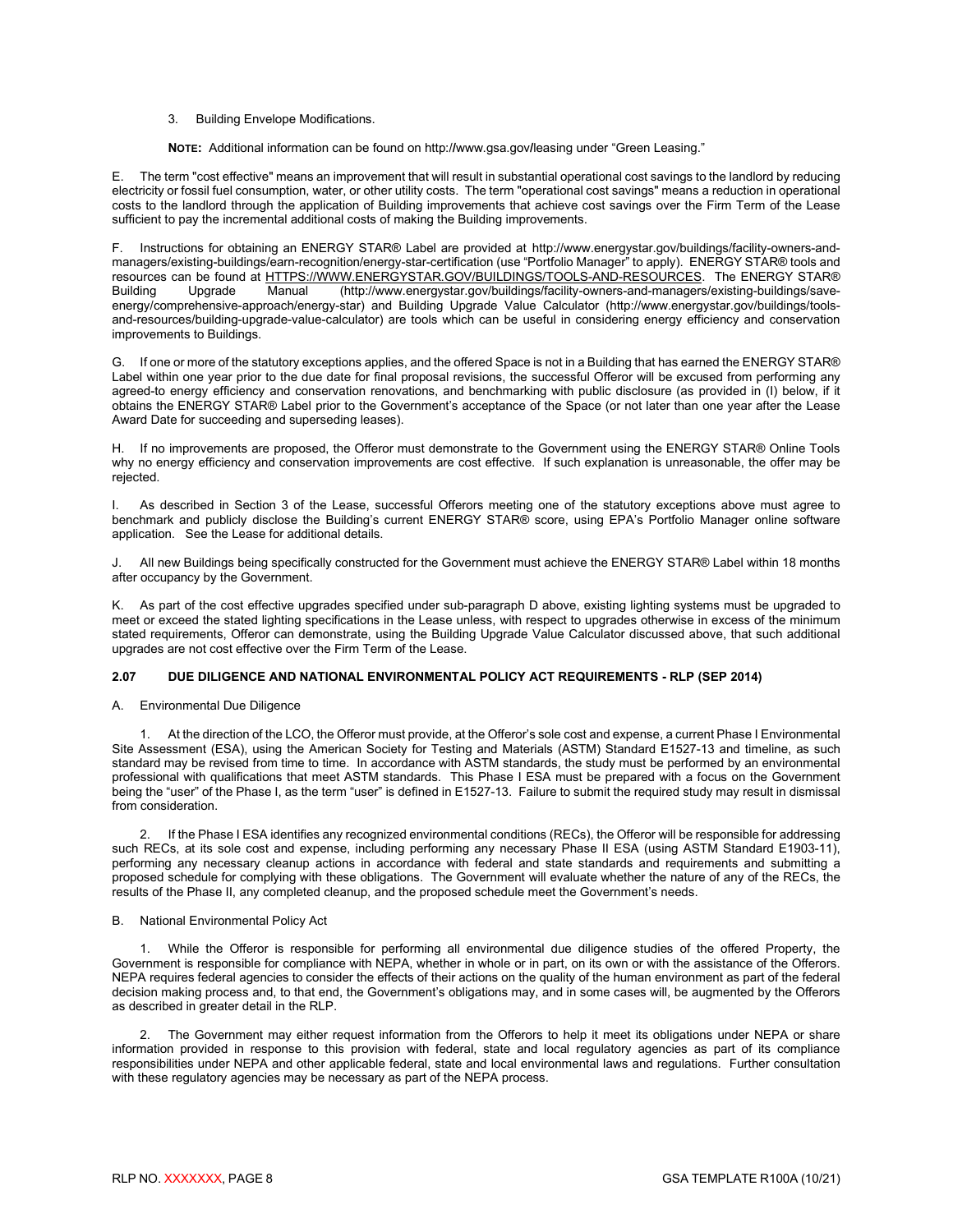3. Building Envelope Modifications.

**NOTE:** Additional information can be found on http://www.gsa.gov/leasing under "Green Leasing."

E. The term "cost effective" means an improvement that will result in substantial operational cost savings to the landlord by reducing electricity or fossil fuel consumption, water, or other utility costs. The term "operational cost savings" means a reduction in operational costs to the landlord through the application of Building improvements that achieve cost savings over the Firm Term of the Lease sufficient to pay the incremental additional costs of making the Building improvements.

F. Instructions for obtaining an ENERGY STAR® Label are provided at http://www.energystar.gov/buildings/facility-owners-and-managers/existing-buildings/earn-recognition/energy-star-certification (use "Portfolio Manager" to apply). ENERGY STAR® tools and resources can be found at HTTPS://WWW.ENERGYSTAR.GOV/BUILDINGS/TOOLS-AND-RESOURCES. The ENERGY STAR® Building Upgrade Manual (http://www.energystar.gov/buildings/facility-owners-and-managers/existing-buildings/save-energy/comprehensive-approach/energy-star) and Building Upgrade Value Calculator (http://www.energystar.gov/buildings/tools-and-resources/building-upgrade-value-calculator) are tools which can be useful in considering energy efficiency and conservation improvements to Buildings.

G. If one or more of the statutory exceptions applies, and the offered Space is not in a Building that has earned the ENERGY STAR® Label within one year prior to the due date for final proposal revisions, the successful Offeror will be excused from performing any agreed-to energy efficiency and conservation renovations, and benchmarking with public disclosure (as provided in (I) below, if it obtains the ENERGY STAR® Label prior to the Government's acceptance of the Space (or not later than one year after the Lease Award Date for succeeding and superseding leases).

H. If no improvements are proposed, the Offeror must demonstrate to the Government using the ENERGY STAR® Online Tools why no energy efficiency and conservation improvements are cost effective. If such explanation is unreasonable, the offer may be rejected.

I. As described in Section 3 of the Lease, successful Offerors meeting one of the statutory exceptions above must agree to benchmark and publicly disclose the Building's current ENERGY STAR® score, using EPA's Portfolio Manager online software application. See the Lease for additional details.

J. All new Buildings being specifically constructed for the Government must achieve the ENERGY STAR® Label within 18 months after occupancy by the Government.

K. As part of the cost effective upgrades specified under sub-paragraph D above, existing lighting systems must be upgraded to meet or exceed the stated lighting specifications in the Lease unless, with respect to upgrades otherwise in excess of the minimum stated requirements, Offeror can demonstrate, using the Building Upgrade Value Calculator discussed above, that such additional upgrades are not cost effective over the Firm Term of the Lease.

### 2.07 DUE DILIGENCE AND NATIONAL ENVIRONMENTAL POLICY ACT REQUIREMENTS - RLP (SEP 2014)

A. Environmental Due Diligence

1. At the direction of the LCO, the Offeror must provide, at the Offeror's sole cost and expense, a current Phase I Environmental Site Assessment (ESA), using the American Society for Testing and Materials (ASTM) Standard E1527-13 and timeline, as such standard may be revised from time to time. In accordance with ASTM standards, the study must be performed by an environmental professional with qualifications that meet ASTM standards. This Phase I ESA must be prepared with a focus on the Government being the "user" of the Phase I, as the term "user" is defined in E1527-13. Failure to submit the required study may result in dismissal from consideration.

2. If the Phase I ESA identifies any recognized environmental conditions (RECs), the Offeror will be responsible for addressing such RECs, at its sole cost and expense, including performing any necessary Phase II ESA (using ASTM Standard E1903-11), performing any necessary cleanup actions in accordance with federal and state standards and requirements and submitting a proposed schedule for complying with these obligations. The Government will evaluate whether the nature of any of the RECs, the results of the Phase II, any completed cleanup, and the proposed schedule meet the Government's needs.

B. National Environmental Policy Act

1. While the Offeror is responsible for performing all environmental due diligence studies of the offered Property, the Government is responsible for compliance with NEPA, whether in whole or in part, on its own or with the assistance of the Offerors. NEPA requires federal agencies to consider the effects of their actions on the quality of the human environment as part of the federal decision making process and, to that end, the Government's obligations may, and in some cases will, be augmented by the Offerors as described in greater detail in the RLP.

2. The Government may either request information from the Offerors to help it meet its obligations under NEPA or share information provided in response to this provision with federal, state and local regulatory agencies as part of its compliance responsibilities under NEPA and other applicable federal, state and local environmental laws and regulations. Further consultation with these regulatory agencies may be necessary as part of the NEPA process.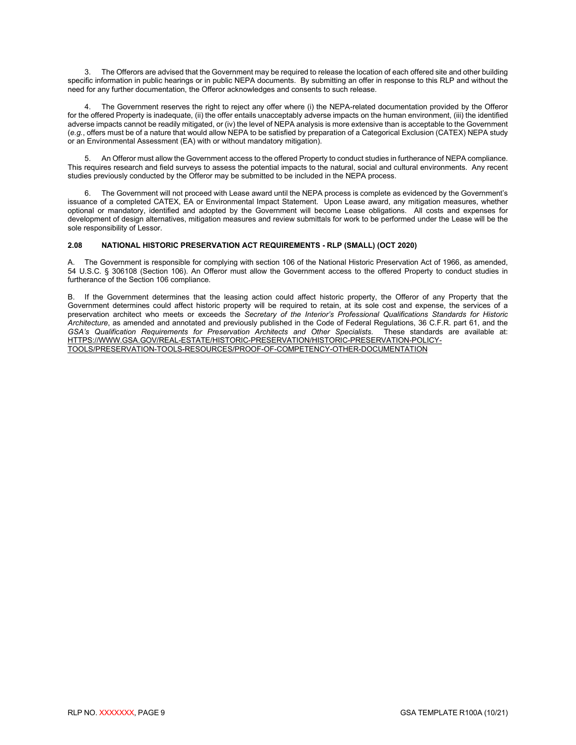3. The Offerors are advised that the Government may be required to release the location of each offered site and other building specific information in public hearings or in public NEPA documents. By submitting an offer in response to this RLP and without the need for any further documentation, the Offeror acknowledges and consents to such release.

4. The Government reserves the right to reject any offer where (i) the NEPA-related documentation provided by the Offeror for the offered Property is inadequate, (ii) the offer entails unacceptably adverse impacts on the human environment, (iii) the identified adverse impacts cannot be readily mitigated, or (iv) the level of NEPA analysis is more extensive than is acceptable to the Government (*e.g.*, offers must be of a nature that would allow NEPA to be satisfied by preparation of a Categorical Exclusion (CATEX) NEPA study or an Environmental Assessment (EA) with or without mandatory mitigation).

5. An Offeror must allow the Government access to the offered Property to conduct studies in furtherance of NEPA compliance. This requires research and field surveys to assess the potential impacts to the natural, social and cultural environments. Any recent studies previously conducted by the Offeror may be submitted to be included in the NEPA process.

6. The Government will not proceed with Lease award until the NEPA process is complete as evidenced by the Government's issuance of a completed CATEX, EA or Environmental Impact Statement. Upon Lease award, any mitigation measures, whether optional or mandatory, identified and adopted by the Government will become Lease obligations. All costs and expenses for development of design alternatives, mitigation measures and review submittals for work to be performed under the Lease will be the sole responsibility of Lessor.

### 2.08 NATIONAL HISTORIC PRESERVATION ACT REQUIREMENTS - RLP (SMALL) (OCT 2020)

A. The Government is responsible for complying with section 106 of the National Historic Preservation Act of 1966, as amended, 54 U.S.C. § 306108 (Section 106). An Offeror must allow the Government access to the offered Property to conduct studies in furtherance of the Section 106 compliance.

B. If the Government determines that the leasing action could affect historic property, the Offeror of any Property that the Government determines could affect historic property will be required to retain, at its sole cost and expense, the services of a preservation architect who meets or exceeds the *Secretary of the Interior's Professional Qualifications Standards for Historic Architecture*, as amended and annotated and previously published in the Code of Federal Regulations, 36 C.F.R. part 61, and the *GSA's Qualification Requirements for Preservation Architects and Other Specialists*. These standards are available at: HTTPS://WWW.GSA.GOV/REAL-ESTATE/HISTORIC-PRESERVATION/HISTORIC-PRESERVATION-POLICY-TOOLS/PRESERVATION-TOOLS-RESOURCES/PROOF-OF-COMPETENCY-OTHER-DOCUMENTATION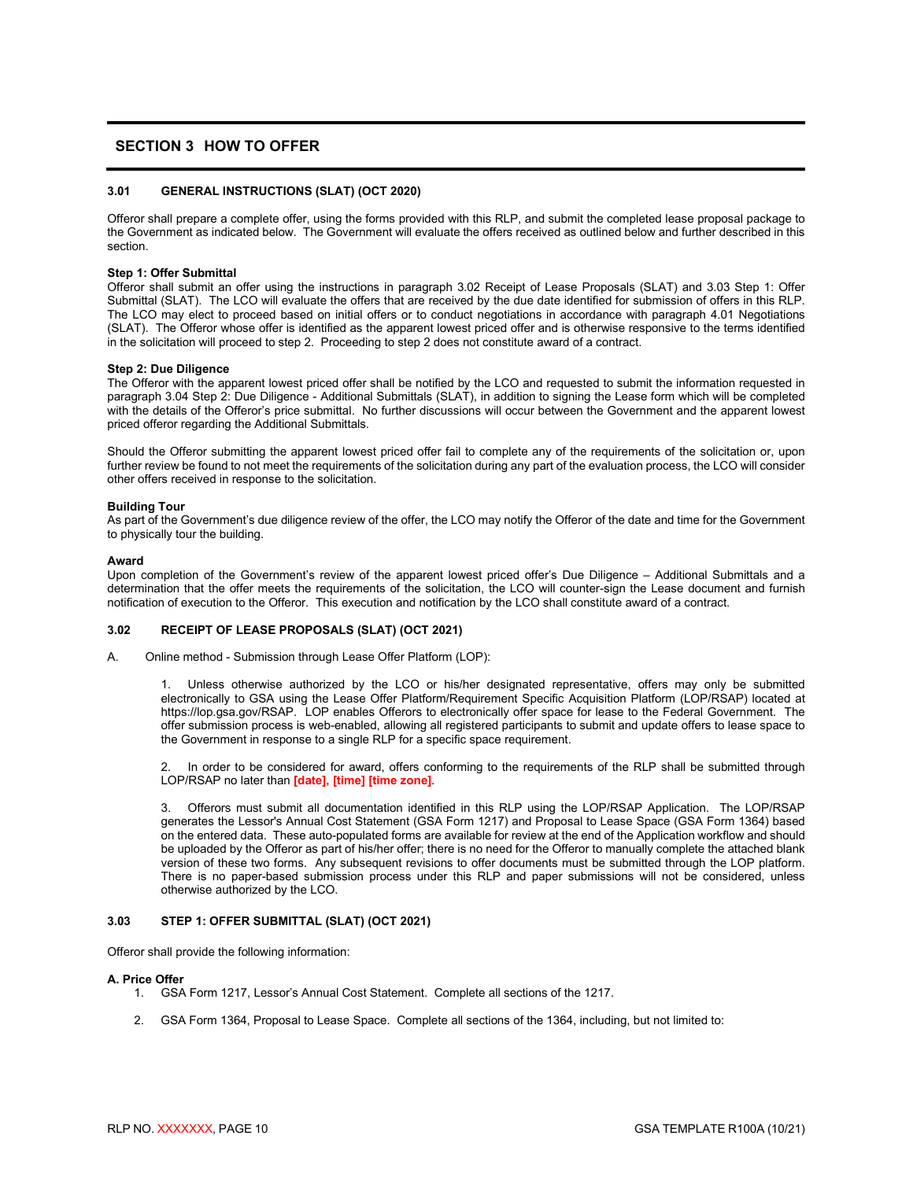## SECTION 3 HOW TO OFFER

### 3.01 GENERAL INSTRUCTIONS (SLAT) (OCT 2020)

Offeror shall prepare a complete offer, using the forms provided with this RLP, and submit the completed lease proposal package to the Government as indicated below. The Government will evaluate the offers received as outlined below and further described in this section.

**Step 1: Offer Submittal**
Offeror shall submit an offer using the instructions in paragraph 3.02 Receipt of Lease Proposals (SLAT) and 3.03 Step 1: Offer Submittal (SLAT). The LCO will evaluate the offers that are received by the due date identified for submission of offers in this RLP. The LCO may elect to proceed based on initial offers or to conduct negotiations in accordance with paragraph 4.01 Negotiations (SLAT). The Offeror whose offer is identified as the apparent lowest priced offer and is otherwise responsive to the terms identified in the solicitation will proceed to step 2. Proceeding to step 2 does not constitute award of a contract.

**Step 2: Due Diligence**
The Offeror with the apparent lowest priced offer shall be notified by the LCO and requested to submit the information requested in paragraph 3.04 Step 2: Due Diligence - Additional Submittals (SLAT), in addition to signing the Lease form which will be completed with the details of the Offeror's price submittal. No further discussions will occur between the Government and the apparent lowest priced offeror regarding the Additional Submittals.

Should the Offeror submitting the apparent lowest priced offer fail to complete any of the requirements of the solicitation or, upon further review be found to not meet the requirements of the solicitation during any part of the evaluation process, the LCO will consider other offers received in response to the solicitation.

**Building Tour**
As part of the Government's due diligence review of the offer, the LCO may notify the Offeror of the date and time for the Government to physically tour the building.

**Award**
Upon completion of the Government's review of the apparent lowest priced offer's Due Diligence – Additional Submittals and a determination that the offer meets the requirements of the solicitation, the LCO will counter-sign the Lease document and furnish notification of execution to the Offeror. This execution and notification by the LCO shall constitute award of a contract.

### 3.02 RECEIPT OF LEASE PROPOSALS (SLAT) (OCT 2021)

A. Online method - Submission through Lease Offer Platform (LOP):

1. Unless otherwise authorized by the LCO or his/her designated representative, offers may only be submitted electronically to GSA using the Lease Offer Platform/Requirement Specific Acquisition Platform (LOP/RSAP) located at https://lop.gsa.gov/RSAP. LOP enables Offerors to electronically offer space for lease to the Federal Government. The offer submission process is web-enabled, allowing all registered participants to submit and update offers to lease space to the Government in response to a single RLP for a specific space requirement.

2. In order to be considered for award, offers conforming to the requirements of the RLP shall be submitted through LOP/RSAP no later than **[date], [time] [time zone]**.

3. Offerors must submit all documentation identified in this RLP using the LOP/RSAP Application. The LOP/RSAP generates the Lessor's Annual Cost Statement (GSA Form 1217) and Proposal to Lease Space (GSA Form 1364) based on the entered data. These auto-populated forms are available for review at the end of the Application workflow and should be uploaded by the Offeror as part of his/her offer; there is no need for the Offeror to manually complete the attached blank version of these two forms. Any subsequent revisions to offer documents must be submitted through the LOP platform. There is no paper-based submission process under this RLP and paper submissions will not be considered, unless otherwise authorized by the LCO.

### 3.03 STEP 1: OFFER SUBMITTAL (SLAT) (OCT 2021)

Offeror shall provide the following information:

**A. Price Offer**

1. GSA Form 1217, Lessor's Annual Cost Statement. Complete all sections of the 1217.
2. GSA Form 1364, Proposal to Lease Space. Complete all sections of the 1364, including, but not limited to: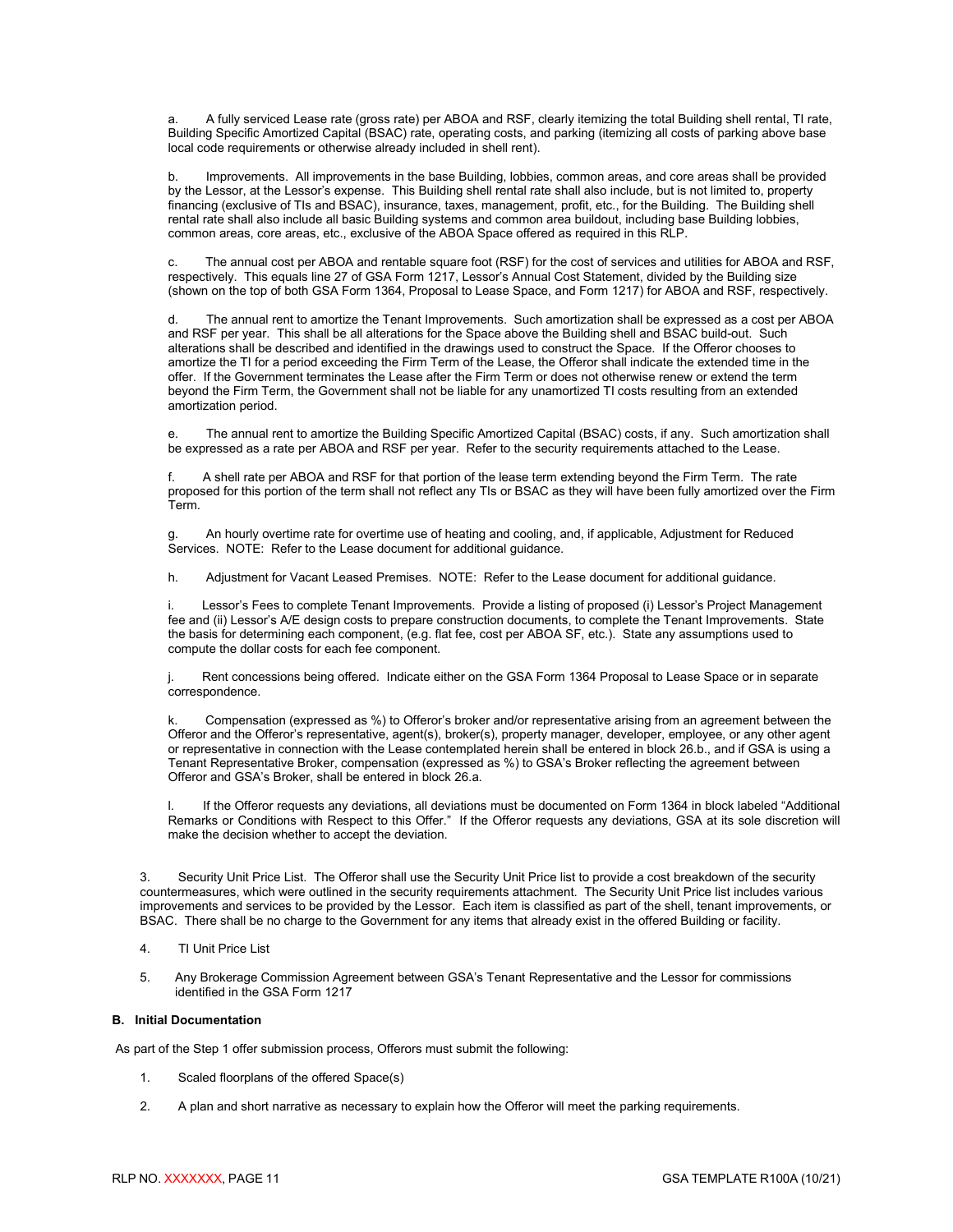a. A fully serviced Lease rate (gross rate) per ABOA and RSF, clearly itemizing the total Building shell rental, TI rate, Building Specific Amortized Capital (BSAC) rate, operating costs, and parking (itemizing all costs of parking above base local code requirements or otherwise already included in shell rent).

b. Improvements. All improvements in the base Building, lobbies, common areas, and core areas shall be provided by the Lessor, at the Lessor's expense. This Building shell rental rate shall also include, but is not limited to, property financing (exclusive of TIs and BSAC), insurance, taxes, management, profit, etc., for the Building. The Building shell rental rate shall also include all basic Building systems and common area buildout, including base Building lobbies, common areas, core areas, etc., exclusive of the ABOA Space offered as required in this RLP.

c. The annual cost per ABOA and rentable square foot (RSF) for the cost of services and utilities for ABOA and RSF, respectively. This equals line 27 of GSA Form 1217, Lessor's Annual Cost Statement, divided by the Building size (shown on the top of both GSA Form 1364, Proposal to Lease Space, and Form 1217) for ABOA and RSF, respectively.

d. The annual rent to amortize the Tenant Improvements. Such amortization shall be expressed as a cost per ABOA and RSF per year. This shall be all alterations for the Space above the Building shell and BSAC build-out. Such alterations shall be described and identified in the drawings used to construct the Space. If the Offeror chooses to amortize the TI for a period exceeding the Firm Term of the Lease, the Offeror shall indicate the extended time in the offer. If the Government terminates the Lease after the Firm Term or does not otherwise renew or extend the term beyond the Firm Term, the Government shall not be liable for any unamortized TI costs resulting from an extended amortization period.

e. The annual rent to amortize the Building Specific Amortized Capital (BSAC) costs, if any. Such amortization shall be expressed as a rate per ABOA and RSF per year. Refer to the security requirements attached to the Lease.

f. A shell rate per ABOA and RSF for that portion of the lease term extending beyond the Firm Term. The rate proposed for this portion of the term shall not reflect any TIs or BSAC as they will have been fully amortized over the Firm Term.

g. An hourly overtime rate for overtime use of heating and cooling, and, if applicable, Adjustment for Reduced Services. NOTE: Refer to the Lease document for additional guidance.

h. Adjustment for Vacant Leased Premises. NOTE: Refer to the Lease document for additional guidance.

i. Lessor's Fees to complete Tenant Improvements. Provide a listing of proposed (i) Lessor's Project Management fee and (ii) Lessor's A/E design costs to prepare construction documents, to complete the Tenant Improvements. State the basis for determining each component, (e.g. flat fee, cost per ABOA SF, etc.). State any assumptions used to compute the dollar costs for each fee component.

j. Rent concessions being offered. Indicate either on the GSA Form 1364 Proposal to Lease Space or in separate correspondence.

k. Compensation (expressed as %) to Offeror's broker and/or representative arising from an agreement between the Offeror and the Offeror's representative, agent(s), broker(s), property manager, developer, employee, or any other agent or representative in connection with the Lease contemplated herein shall be entered in block 26.b., and if GSA is using a Tenant Representative Broker, compensation (expressed as %) to GSA's Broker reflecting the agreement between Offeror and GSA's Broker, shall be entered in block 26.a.

l. If the Offeror requests any deviations, all deviations must be documented on Form 1364 in block labeled "Additional Remarks or Conditions with Respect to this Offer." If the Offeror requests any deviations, GSA at its sole discretion will make the decision whether to accept the deviation.

3. Security Unit Price List. The Offeror shall use the Security Unit Price list to provide a cost breakdown of the security countermeasures, which were outlined in the security requirements attachment. The Security Unit Price list includes various improvements and services to be provided by the Lessor. Each item is classified as part of the shell, tenant improvements, or BSAC. There shall be no charge to the Government for any items that already exist in the offered Building or facility.

4. TI Unit Price List

5. Any Brokerage Commission Agreement between GSA's Tenant Representative and the Lessor for commissions identified in the GSA Form 1217

**B. Initial Documentation**

As part of the Step 1 offer submission process, Offerors must submit the following:

1. Scaled floorplans of the offered Space(s)

2. A plan and short narrative as necessary to explain how the Offeror will meet the parking requirements.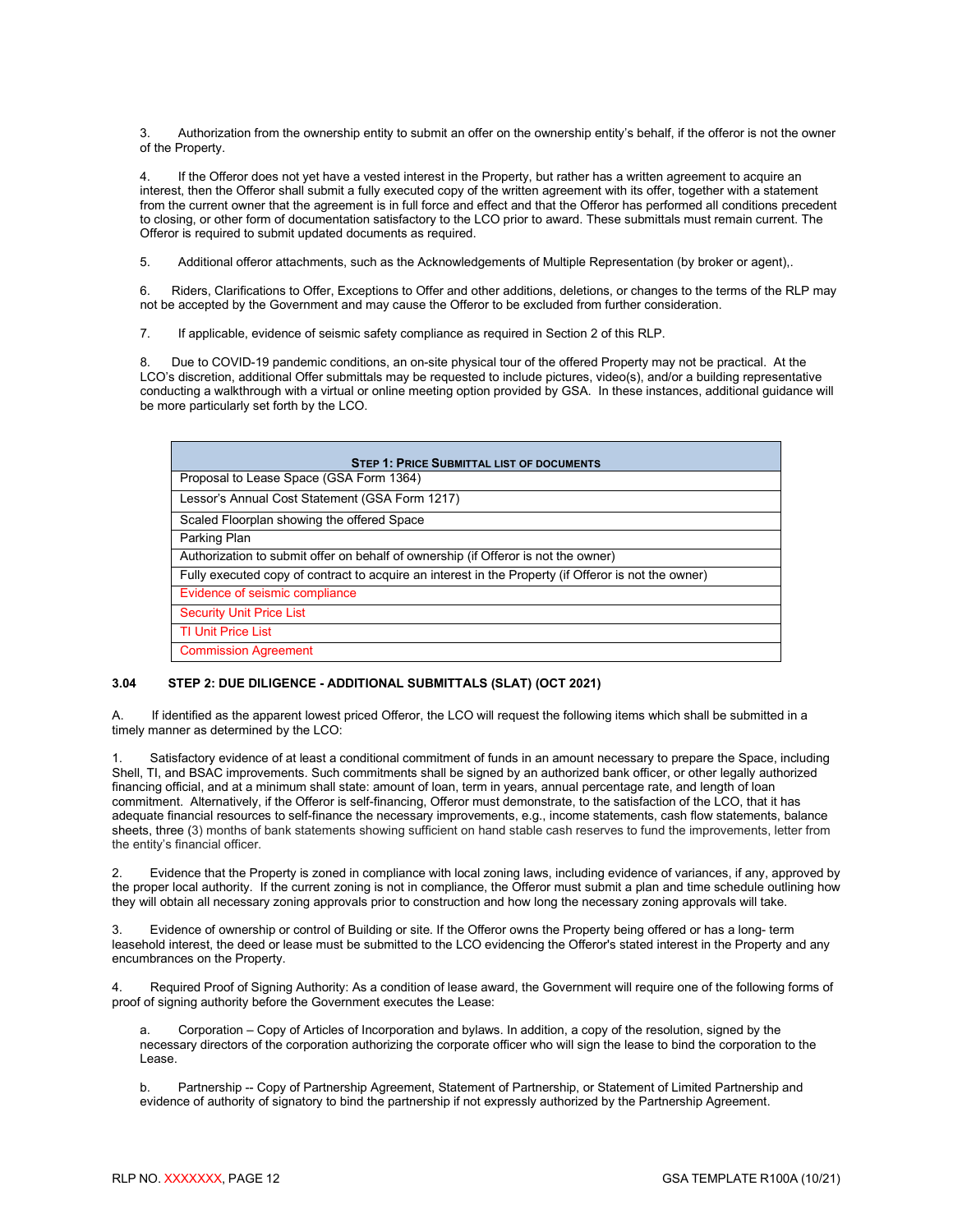3. Authorization from the ownership entity to submit an offer on the ownership entity's behalf, if the offeror is not the owner of the Property.

4. If the Offeror does not yet have a vested interest in the Property, but rather has a written agreement to acquire an interest, then the Offeror shall submit a fully executed copy of the written agreement with its offer, together with a statement from the current owner that the agreement is in full force and effect and that the Offeror has performed all conditions precedent to closing, or other form of documentation satisfactory to the LCO prior to award. These submittals must remain current. The Offeror is required to submit updated documents as required.

5. Additional offeror attachments, such as the Acknowledgements of Multiple Representation (by broker or agent),.

6. Riders, Clarifications to Offer, Exceptions to Offer and other additions, deletions, or changes to the terms of the RLP may not be accepted by the Government and may cause the Offeror to be excluded from further consideration.

7. If applicable, evidence of seismic safety compliance as required in Section 2 of this RLP.

8. Due to COVID-19 pandemic conditions, an on-site physical tour of the offered Property may not be practical. At the LCO's discretion, additional Offer submittals may be requested to include pictures, video(s), and/or a building representative conducting a walkthrough with a virtual or online meeting option provided by GSA. In these instances, additional guidance will be more particularly set forth by the LCO.

| STEP 1: PRICE SUBMITTAL LIST OF DOCUMENTS |
|---|
| Proposal to Lease Space (GSA Form 1364) |
| Lessor's Annual Cost Statement (GSA Form 1217) |
| Scaled Floorplan showing the offered Space |
| Parking Plan |
| Authorization to submit offer on behalf of ownership (if Offeror is not the owner) |
| Fully executed copy of contract to acquire an interest in the Property (if Offeror is not the owner) |
| Evidence of seismic compliance |
| Security Unit Price List |
| TI Unit Price List |
| Commission Agreement |

**3.04 STEP 2: DUE DILIGENCE - ADDITIONAL SUBMITTALS (SLAT) (OCT 2021)**

A. If identified as the apparent lowest priced Offeror, the LCO will request the following items which shall be submitted in a timely manner as determined by the LCO:

1. Satisfactory evidence of at least a conditional commitment of funds in an amount necessary to prepare the Space, including Shell, TI, and BSAC improvements. Such commitments shall be signed by an authorized bank officer, or other legally authorized financing official, and at a minimum shall state: amount of loan, term in years, annual percentage rate, and length of loan commitment. Alternatively, if the Offeror is self-financing, Offeror must demonstrate, to the satisfaction of the LCO, that it has adequate financial resources to self-finance the necessary improvements, e.g., income statements, cash flow statements, balance sheets, three (3) months of bank statements showing sufficient on hand stable cash reserves to fund the improvements, letter from the entity's financial officer.

2. Evidence that the Property is zoned in compliance with local zoning laws, including evidence of variances, if any, approved by the proper local authority. If the current zoning is not in compliance, the Offeror must submit a plan and time schedule outlining how they will obtain all necessary zoning approvals prior to construction and how long the necessary zoning approvals will take.

3. Evidence of ownership or control of Building or site. If the Offeror owns the Property being offered or has a long- term leasehold interest, the deed or lease must be submitted to the LCO evidencing the Offeror's stated interest in the Property and any encumbrances on the Property.

4. Required Proof of Signing Authority: As a condition of lease award, the Government will require one of the following forms of proof of signing authority before the Government executes the Lease:

a. Corporation – Copy of Articles of Incorporation and bylaws. In addition, a copy of the resolution, signed by the necessary directors of the corporation authorizing the corporate officer who will sign the lease to bind the corporation to the Lease.

b. Partnership -- Copy of Partnership Agreement, Statement of Partnership, or Statement of Limited Partnership and evidence of authority of signatory to bind the partnership if not expressly authorized by the Partnership Agreement.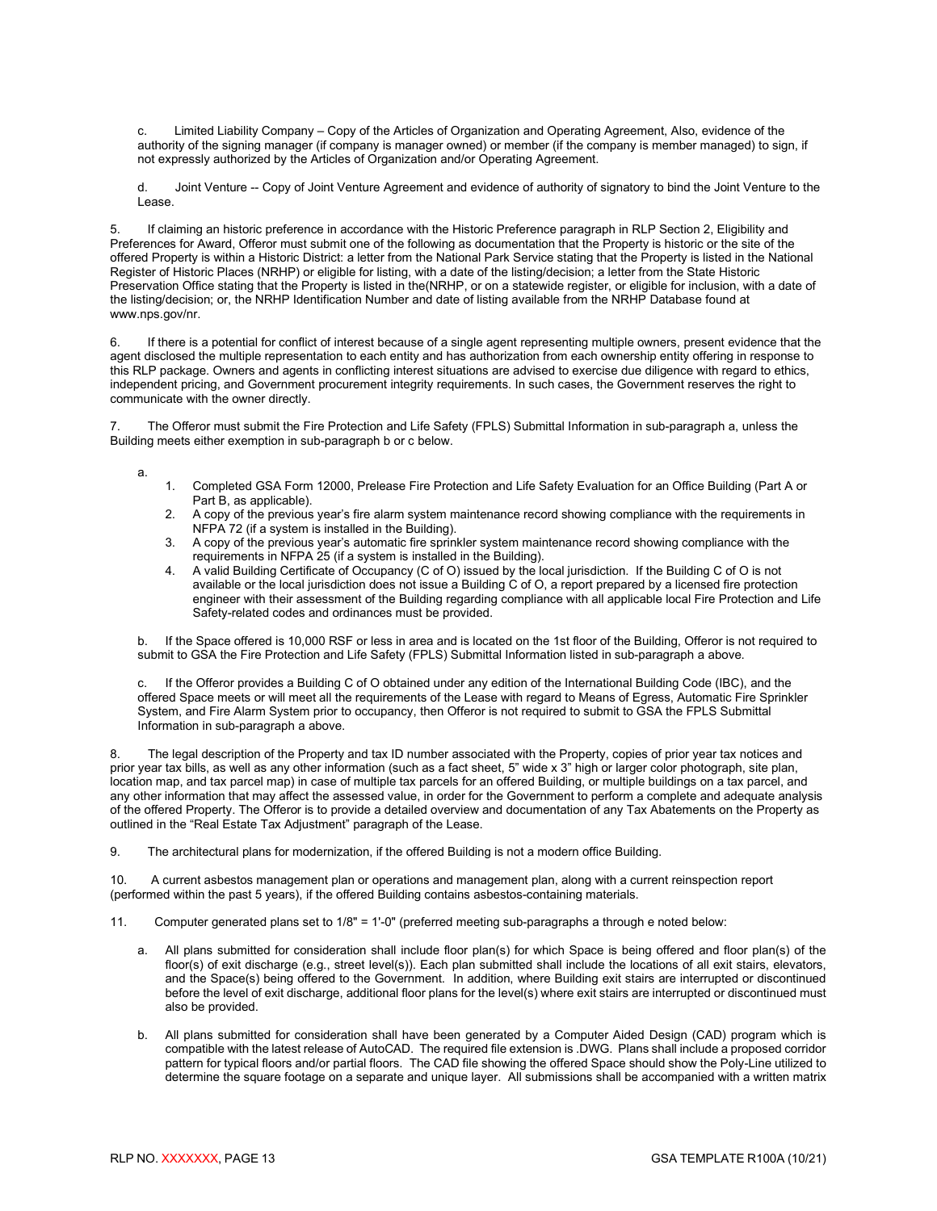c. Limited Liability Company – Copy of the Articles of Organization and Operating Agreement, Also, evidence of the authority of the signing manager (if company is manager owned) or member (if the company is member managed) to sign, if not expressly authorized by the Articles of Organization and/or Operating Agreement.

d. Joint Venture -- Copy of Joint Venture Agreement and evidence of authority of signatory to bind the Joint Venture to the Lease.

5. If claiming an historic preference in accordance with the Historic Preference paragraph in RLP Section 2, Eligibility and Preferences for Award, Offeror must submit one of the following as documentation that the Property is historic or the site of the offered Property is within a Historic District: a letter from the National Park Service stating that the Property is listed in the National Register of Historic Places (NRHP) or eligible for listing, with a date of the listing/decision; a letter from the State Historic Preservation Office stating that the Property is listed in the(NRHP, or on a statewide register, or eligible for inclusion, with a date of the listing/decision; or, the NRHP Identification Number and date of listing available from the NRHP Database found at www.nps.gov/nr.

6. If there is a potential for conflict of interest because of a single agent representing multiple owners, present evidence that the agent disclosed the multiple representation to each entity and has authorization from each ownership entity offering in response to this RLP package. Owners and agents in conflicting interest situations are advised to exercise due diligence with regard to ethics, independent pricing, and Government procurement integrity requirements. In such cases, the Government reserves the right to communicate with the owner directly.

7. The Offeror must submit the Fire Protection and Life Safety (FPLS) Submittal Information in sub-paragraph a, unless the Building meets either exemption in sub-paragraph b or c below.

a.

1. Completed GSA Form 12000, Prelease Fire Protection and Life Safety Evaluation for an Office Building (Part A or Part B, as applicable).
2. A copy of the previous year's fire alarm system maintenance record showing compliance with the requirements in NFPA 72 (if a system is installed in the Building).
3. A copy of the previous year's automatic fire sprinkler system maintenance record showing compliance with the requirements in NFPA 25 (if a system is installed in the Building).
4. A valid Building Certificate of Occupancy (C of O) issued by the local jurisdiction. If the Building C of O is not available or the local jurisdiction does not issue a Building C of O, a report prepared by a licensed fire protection engineer with their assessment of the Building regarding compliance with all applicable local Fire Protection and Life Safety-related codes and ordinances must be provided.

b. If the Space offered is 10,000 RSF or less in area and is located on the 1st floor of the Building, Offeror is not required to submit to GSA the Fire Protection and Life Safety (FPLS) Submittal Information listed in sub-paragraph a above.

c. If the Offeror provides a Building C of O obtained under any edition of the International Building Code (IBC), and the offered Space meets or will meet all the requirements of the Lease with regard to Means of Egress, Automatic Fire Sprinkler System, and Fire Alarm System prior to occupancy, then Offeror is not required to submit to GSA the FPLS Submittal Information in sub-paragraph a above.

8. The legal description of the Property and tax ID number associated with the Property, copies of prior year tax notices and prior year tax bills, as well as any other information (such as a fact sheet, 5" wide x 3" high or larger color photograph, site plan, location map, and tax parcel map) in case of multiple tax parcels for an offered Building, or multiple buildings on a tax parcel, and any other information that may affect the assessed value, in order for the Government to perform a complete and adequate analysis of the offered Property. The Offeror is to provide a detailed overview and documentation of any Tax Abatements on the Property as outlined in the "Real Estate Tax Adjustment" paragraph of the Lease.

9. The architectural plans for modernization, if the offered Building is not a modern office Building.

10. A current asbestos management plan or operations and management plan, along with a current reinspection report (performed within the past 5 years), if the offered Building contains asbestos-containing materials.

11. Computer generated plans set to 1/8" = 1'-0" (preferred meeting sub-paragraphs a through e noted below:

a. All plans submitted for consideration shall include floor plan(s) for which Space is being offered and floor plan(s) of the floor(s) of exit discharge (e.g., street level(s)). Each plan submitted shall include the locations of all exit stairs, elevators, and the Space(s) being offered to the Government. In addition, where Building exit stairs are interrupted or discontinued before the level of exit discharge, additional floor plans for the level(s) where exit stairs are interrupted or discontinued must also be provided.

b. All plans submitted for consideration shall have been generated by a Computer Aided Design (CAD) program which is compatible with the latest release of AutoCAD. The required file extension is .DWG. Plans shall include a proposed corridor pattern for typical floors and/or partial floors. The CAD file showing the offered Space should show the Poly-Line utilized to determine the square footage on a separate and unique layer. All submissions shall be accompanied with a written matrix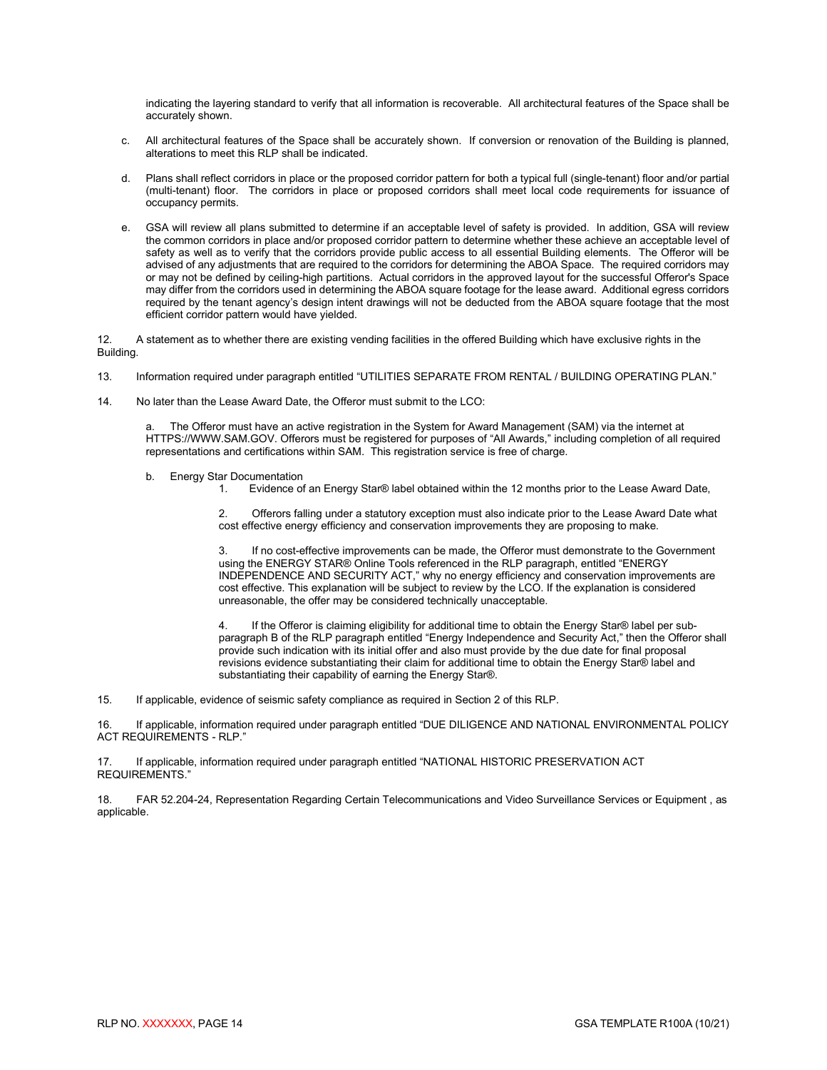indicating the layering standard to verify that all information is recoverable. All architectural features of the Space shall be accurately shown.

c. All architectural features of the Space shall be accurately shown. If conversion or renovation of the Building is planned, alterations to meet this RLP shall be indicated.

d. Plans shall reflect corridors in place or the proposed corridor pattern for both a typical full (single-tenant) floor and/or partial (multi-tenant) floor. The corridors in place or proposed corridors shall meet local code requirements for issuance of occupancy permits.

e. GSA will review all plans submitted to determine if an acceptable level of safety is provided. In addition, GSA will review the common corridors in place and/or proposed corridor pattern to determine whether these achieve an acceptable level of safety as well as to verify that the corridors provide public access to all essential Building elements. The Offeror will be advised of any adjustments that are required to the corridors for determining the ABOA Space. The required corridors may or may not be defined by ceiling-high partitions. Actual corridors in the approved layout for the successful Offeror's Space may differ from the corridors used in determining the ABOA square footage for the lease award. Additional egress corridors required by the tenant agency's design intent drawings will not be deducted from the ABOA square footage that the most efficient corridor pattern would have yielded.

12. A statement as to whether there are existing vending facilities in the offered Building which have exclusive rights in the Building.

13. Information required under paragraph entitled "UTILITIES SEPARATE FROM RENTAL / BUILDING OPERATING PLAN."

14. No later than the Lease Award Date, the Offeror must submit to the LCO:

a. The Offeror must have an active registration in the System for Award Management (SAM) via the internet at HTTPS://WWW.SAM.GOV. Offerors must be registered for purposes of "All Awards," including completion of all required representations and certifications within SAM. This registration service is free of charge.

b. Energy Star Documentation

1. Evidence of an Energy Star® label obtained within the 12 months prior to the Lease Award Date,

2. Offerors falling under a statutory exception must also indicate prior to the Lease Award Date what cost effective energy efficiency and conservation improvements they are proposing to make.

3. If no cost-effective improvements can be made, the Offeror must demonstrate to the Government using the ENERGY STAR® Online Tools referenced in the RLP paragraph, entitled "ENERGY INDEPENDENCE AND SECURITY ACT," why no energy efficiency and conservation improvements are cost effective. This explanation will be subject to review by the LCO. If the explanation is considered unreasonable, the offer may be considered technically unacceptable.

4. If the Offeror is claiming eligibility for additional time to obtain the Energy Star® label per sub-paragraph B of the RLP paragraph entitled "Energy Independence and Security Act," then the Offeror shall provide such indication with its initial offer and also must provide by the due date for final proposal revisions evidence substantiating their claim for additional time to obtain the Energy Star® label and substantiating their capability of earning the Energy Star®.

15. If applicable, evidence of seismic safety compliance as required in Section 2 of this RLP.

16. If applicable, information required under paragraph entitled "DUE DILIGENCE AND NATIONAL ENVIRONMENTAL POLICY ACT REQUIREMENTS - RLP."

17. If applicable, information required under paragraph entitled "NATIONAL HISTORIC PRESERVATION ACT REQUIREMENTS."

18. FAR 52.204-24, Representation Regarding Certain Telecommunications and Video Surveillance Services or Equipment , as applicable.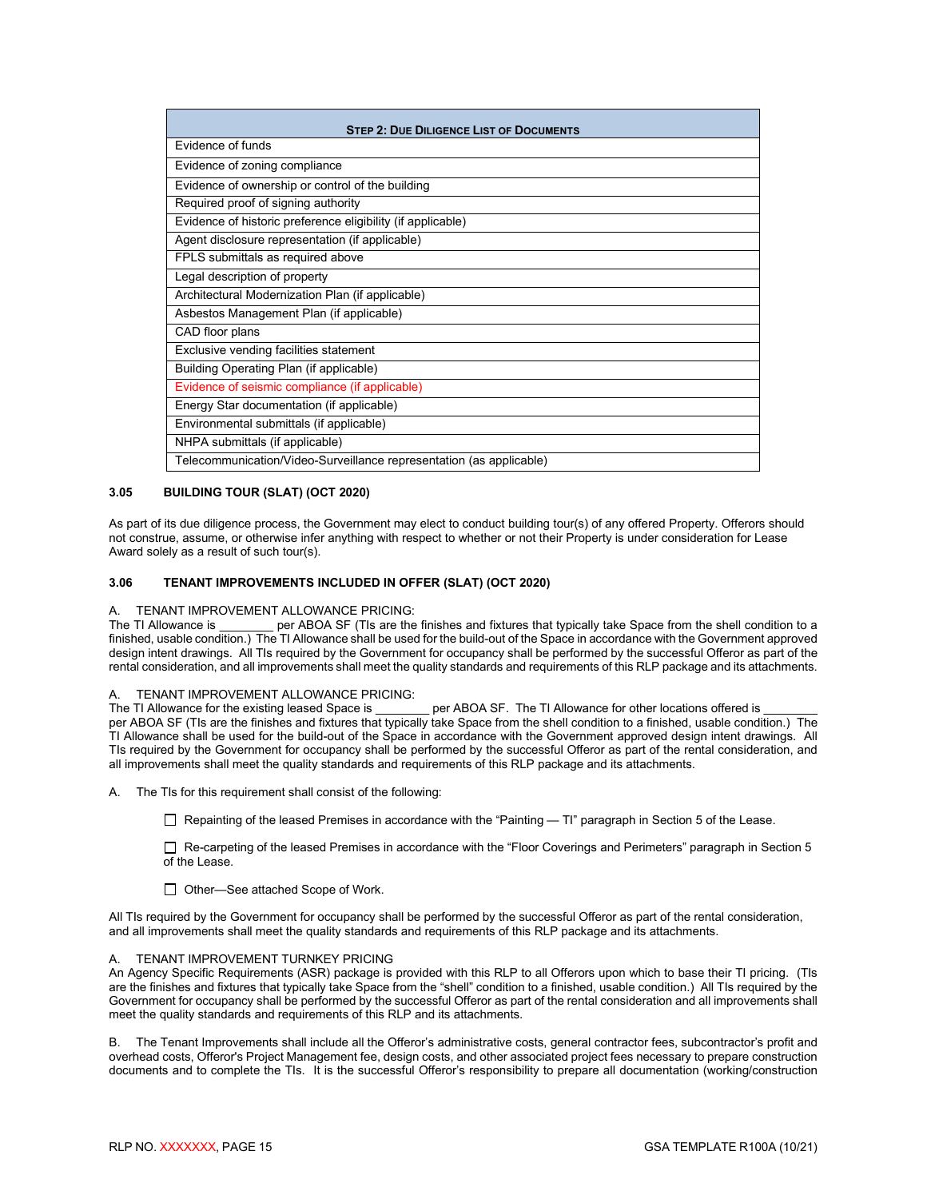| Step 2: Due Diligence List of Documents |
|---|
| Evidence of funds |
| Evidence of zoning compliance |
| Evidence of ownership or control of the building |
| Required proof of signing authority |
| Evidence of historic preference eligibility (if applicable) |
| Agent disclosure representation (if applicable) |
| FPLS submittals as required above |
| Legal description of property |
| Architectural Modernization Plan (if applicable) |
| Asbestos Management Plan (if applicable) |
| CAD floor plans |
| Exclusive vending facilities statement |
| Building Operating Plan (if applicable) |
| Evidence of seismic compliance (if applicable) |
| Energy Star documentation (if applicable) |
| Environmental submittals (if applicable) |
| NHPA submittals (if applicable) |
| Telecommunication/Video-Surveillance representation (as applicable) |

### 3.05 BUILDING TOUR (SLAT) (OCT 2020)

As part of its due diligence process, the Government may elect to conduct building tour(s) of any offered Property. Offerors should not construe, assume, or otherwise infer anything with respect to whether or not their Property is under consideration for Lease Award solely as a result of such tour(s).

### 3.06 TENANT IMPROVEMENTS INCLUDED IN OFFER (SLAT) (OCT 2020)

A. TENANT IMPROVEMENT ALLOWANCE PRICING:
The TI Allowance is ________ per ABOA SF (TIs are the finishes and fixtures that typically take Space from the shell condition to a finished, usable condition.) The TI Allowance shall be used for the build-out of the Space in accordance with the Government approved design intent drawings. All TIs required by the Government for occupancy shall be performed by the successful Offeror as part of the rental consideration, and all improvements shall meet the quality standards and requirements of this RLP package and its attachments.

A. TENANT IMPROVEMENT ALLOWANCE PRICING:
The TI Allowance for the existing leased Space is ________ per ABOA SF. The TI Allowance for other locations offered is ________ per ABOA SF (TIs are the finishes and fixtures that typically take Space from the shell condition to a finished, usable condition.) The TI Allowance shall be used for the build-out of the Space in accordance with the Government approved design intent drawings. All TIs required by the Government for occupancy shall be performed by the successful Offeror as part of the rental consideration, and all improvements shall meet the quality standards and requirements of this RLP package and its attachments.

A. The TIs for this requirement shall consist of the following:

- ☐ Repainting of the leased Premises in accordance with the "Painting — TI" paragraph in Section 5 of the Lease.
- ☐ Re-carpeting of the leased Premises in accordance with the "Floor Coverings and Perimeters" paragraph in Section 5 of the Lease.
- ☐ Other—See attached Scope of Work.

All TIs required by the Government for occupancy shall be performed by the successful Offeror as part of the rental consideration, and all improvements shall meet the quality standards and requirements of this RLP package and its attachments.

A. TENANT IMPROVEMENT TURNKEY PRICING
An Agency Specific Requirements (ASR) package is provided with this RLP to all Offerors upon which to base their TI pricing. (TIs are the finishes and fixtures that typically take Space from the "shell" condition to a finished, usable condition.) All TIs required by the Government for occupancy shall be performed by the successful Offeror as part of the rental consideration and all improvements shall meet the quality standards and requirements of this RLP and its attachments.

B. The Tenant Improvements shall include all the Offeror's administrative costs, general contractor fees, subcontractor's profit and overhead costs, Offeror's Project Management fee, design costs, and other associated project fees necessary to prepare construction documents and to complete the TIs. It is the successful Offeror's responsibility to prepare all documentation (working/construction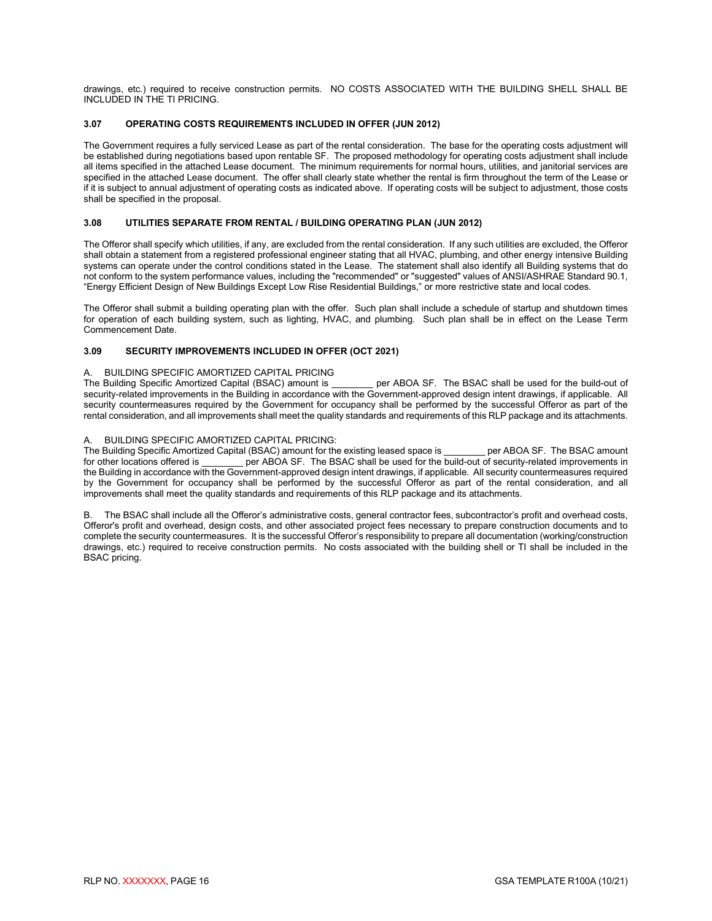drawings, etc.) required to receive construction permits. NO COSTS ASSOCIATED WITH THE BUILDING SHELL SHALL BE INCLUDED IN THE TI PRICING.

### 3.07 OPERATING COSTS REQUIREMENTS INCLUDED IN OFFER (JUN 2012)

The Government requires a fully serviced Lease as part of the rental consideration. The base for the operating costs adjustment will be established during negotiations based upon rentable SF. The proposed methodology for operating costs adjustment shall include all items specified in the attached Lease document. The minimum requirements for normal hours, utilities, and janitorial services are specified in the attached Lease document. The offer shall clearly state whether the rental is firm throughout the term of the Lease or if it is subject to annual adjustment of operating costs as indicated above. If operating costs will be subject to adjustment, those costs shall be specified in the proposal.

### 3.08 UTILITIES SEPARATE FROM RENTAL / BUILDING OPERATING PLAN (JUN 2012)

The Offeror shall specify which utilities, if any, are excluded from the rental consideration. If any such utilities are excluded, the Offeror shall obtain a statement from a registered professional engineer stating that all HVAC, plumbing, and other energy intensive Building systems can operate under the control conditions stated in the Lease. The statement shall also identify all Building systems that do not conform to the system performance values, including the "recommended" or "suggested" values of ANSI/ASHRAE Standard 90.1, "Energy Efficient Design of New Buildings Except Low Rise Residential Buildings," or more restrictive state and local codes.

The Offeror shall submit a building operating plan with the offer. Such plan shall include a schedule of startup and shutdown times for operation of each building system, such as lighting, HVAC, and plumbing. Such plan shall be in effect on the Lease Term Commencement Date.

### 3.09 SECURITY IMPROVEMENTS INCLUDED IN OFFER (OCT 2021)

A. BUILDING SPECIFIC AMORTIZED CAPITAL PRICING
The Building Specific Amortized Capital (BSAC) amount is ________ per ABOA SF. The BSAC shall be used for the build-out of security-related improvements in the Building in accordance with the Government-approved design intent drawings, if applicable. All security countermeasures required by the Government for occupancy shall be performed by the successful Offeror as part of the rental consideration, and all improvements shall meet the quality standards and requirements of this RLP package and its attachments.

A. BUILDING SPECIFIC AMORTIZED CAPITAL PRICING:
The Building Specific Amortized Capital (BSAC) amount for the existing leased space is ________ per ABOA SF. The BSAC amount for other locations offered is ________ per ABOA SF. The BSAC shall be used for the build-out of security-related improvements in the Building in accordance with the Government-approved design intent drawings, if applicable. All security countermeasures required by the Government for occupancy shall be performed by the successful Offeror as part of the rental consideration, and all improvements shall meet the quality standards and requirements of this RLP package and its attachments.

B. The BSAC shall include all the Offeror's administrative costs, general contractor fees, subcontractor's profit and overhead costs, Offeror's profit and overhead, design costs, and other associated project fees necessary to prepare construction documents and to complete the security countermeasures. It is the successful Offeror's responsibility to prepare all documentation (working/construction drawings, etc.) required to receive construction permits. No costs associated with the building shell or TI shall be included in the BSAC pricing.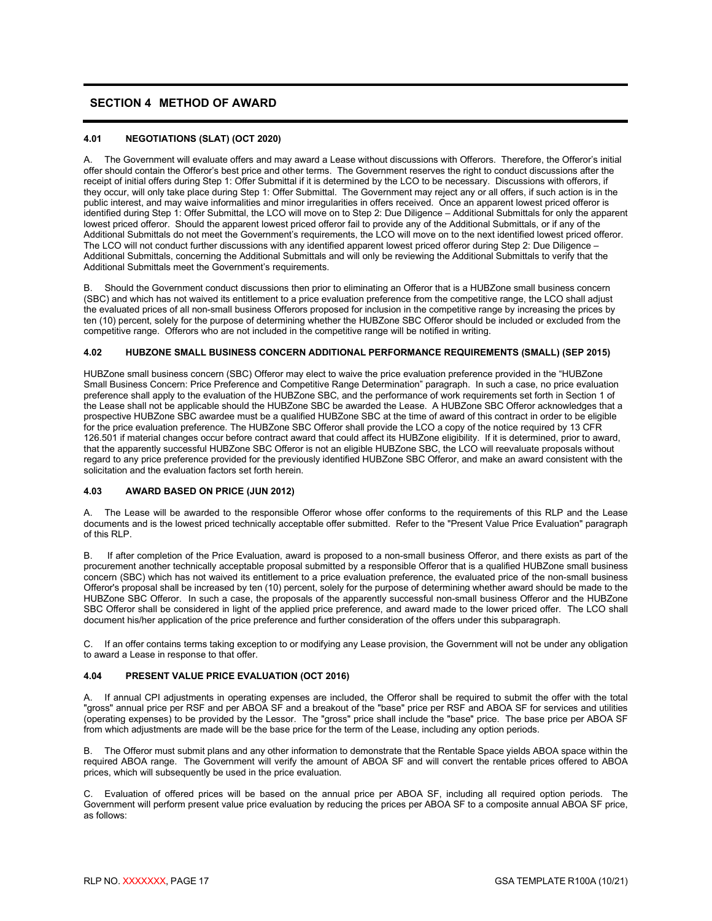# SECTION 4 METHOD OF AWARD

### 4.01 NEGOTIATIONS (SLAT) (OCT 2020)

A. The Government will evaluate offers and may award a Lease without discussions with Offerors. Therefore, the Offeror's initial offer should contain the Offeror's best price and other terms. The Government reserves the right to conduct discussions after the receipt of initial offers during Step 1: Offer Submittal if it is determined by the LCO to be necessary. Discussions with offerors, if they occur, will only take place during Step 1: Offer Submittal. The Government may reject any or all offers, if such action is in the public interest, and may waive informalities and minor irregularities in offers received. Once an apparent lowest priced offeror is identified during Step 1: Offer Submittal, the LCO will move on to Step 2: Due Diligence – Additional Submittals for only the apparent lowest priced offeror. Should the apparent lowest priced offeror fail to provide any of the Additional Submittals, or if any of the Additional Submittals do not meet the Government's requirements, the LCO will move on to the next identified lowest priced offeror. The LCO will not conduct further discussions with any identified apparent lowest priced offeror during Step 2: Due Diligence – Additional Submittals, concerning the Additional Submittals and will only be reviewing the Additional Submittals to verify that the Additional Submittals meet the Government's requirements.

B. Should the Government conduct discussions then prior to eliminating an Offeror that is a HUBZone small business concern (SBC) and which has not waived its entitlement to a price evaluation preference from the competitive range, the LCO shall adjust the evaluated prices of all non-small business Offerors proposed for inclusion in the competitive range by increasing the prices by ten (10) percent, solely for the purpose of determining whether the HUBZone SBC Offeror should be included or excluded from the competitive range. Offerors who are not included in the competitive range will be notified in writing.

### 4.02 HUBZONE SMALL BUSINESS CONCERN ADDITIONAL PERFORMANCE REQUIREMENTS (SMALL) (SEP 2015)

HUBZone small business concern (SBC) Offeror may elect to waive the price evaluation preference provided in the "HUBZone Small Business Concern: Price Preference and Competitive Range Determination" paragraph. In such a case, no price evaluation preference shall apply to the evaluation of the HUBZone SBC, and the performance of work requirements set forth in Section 1 of the Lease shall not be applicable should the HUBZone SBC be awarded the Lease. A HUBZone SBC Offeror acknowledges that a prospective HUBZone SBC awardee must be a qualified HUBZone SBC at the time of award of this contract in order to be eligible for the price evaluation preference. The HUBZone SBC Offeror shall provide the LCO a copy of the notice required by 13 CFR 126.501 if material changes occur before contract award that could affect its HUBZone eligibility. If it is determined, prior to award, that the apparently successful HUBZone SBC Offeror is not an eligible HUBZone SBC, the LCO will reevaluate proposals without regard to any price preference provided for the previously identified HUBZone SBC Offeror, and make an award consistent with the solicitation and the evaluation factors set forth herein.

### 4.03 AWARD BASED ON PRICE (JUN 2012)

A. The Lease will be awarded to the responsible Offeror whose offer conforms to the requirements of this RLP and the Lease documents and is the lowest priced technically acceptable offer submitted. Refer to the "Present Value Price Evaluation" paragraph of this RLP.

B. If after completion of the Price Evaluation, award is proposed to a non-small business Offeror, and there exists as part of the procurement another technically acceptable proposal submitted by a responsible Offeror that is a qualified HUBZone small business concern (SBC) which has not waived its entitlement to a price evaluation preference, the evaluated price of the non-small business Offeror's proposal shall be increased by ten (10) percent, solely for the purpose of determining whether award should be made to the HUBZone SBC Offeror. In such a case, the proposals of the apparently successful non-small business Offeror and the HUBZone SBC Offeror shall be considered in light of the applied price preference, and award made to the lower priced offer. The LCO shall document his/her application of the price preference and further consideration of the offers under this subparagraph.

C. If an offer contains terms taking exception to or modifying any Lease provision, the Government will not be under any obligation to award a Lease in response to that offer.

### 4.04 PRESENT VALUE PRICE EVALUATION (OCT 2016)

A. If annual CPI adjustments in operating expenses are included, the Offeror shall be required to submit the offer with the total "gross" annual price per RSF and per ABOA SF and a breakout of the "base" price per RSF and ABOA SF for services and utilities (operating expenses) to be provided by the Lessor. The "gross" price shall include the "base" price. The base price per ABOA SF from which adjustments are made will be the base price for the term of the Lease, including any option periods.

B. The Offeror must submit plans and any other information to demonstrate that the Rentable Space yields ABOA space within the required ABOA range. The Government will verify the amount of ABOA SF and will convert the rentable prices offered to ABOA prices, which will subsequently be used in the price evaluation.

C. Evaluation of offered prices will be based on the annual price per ABOA SF, including all required option periods. The Government will perform present value price evaluation by reducing the prices per ABOA SF to a composite annual ABOA SF price, as follows: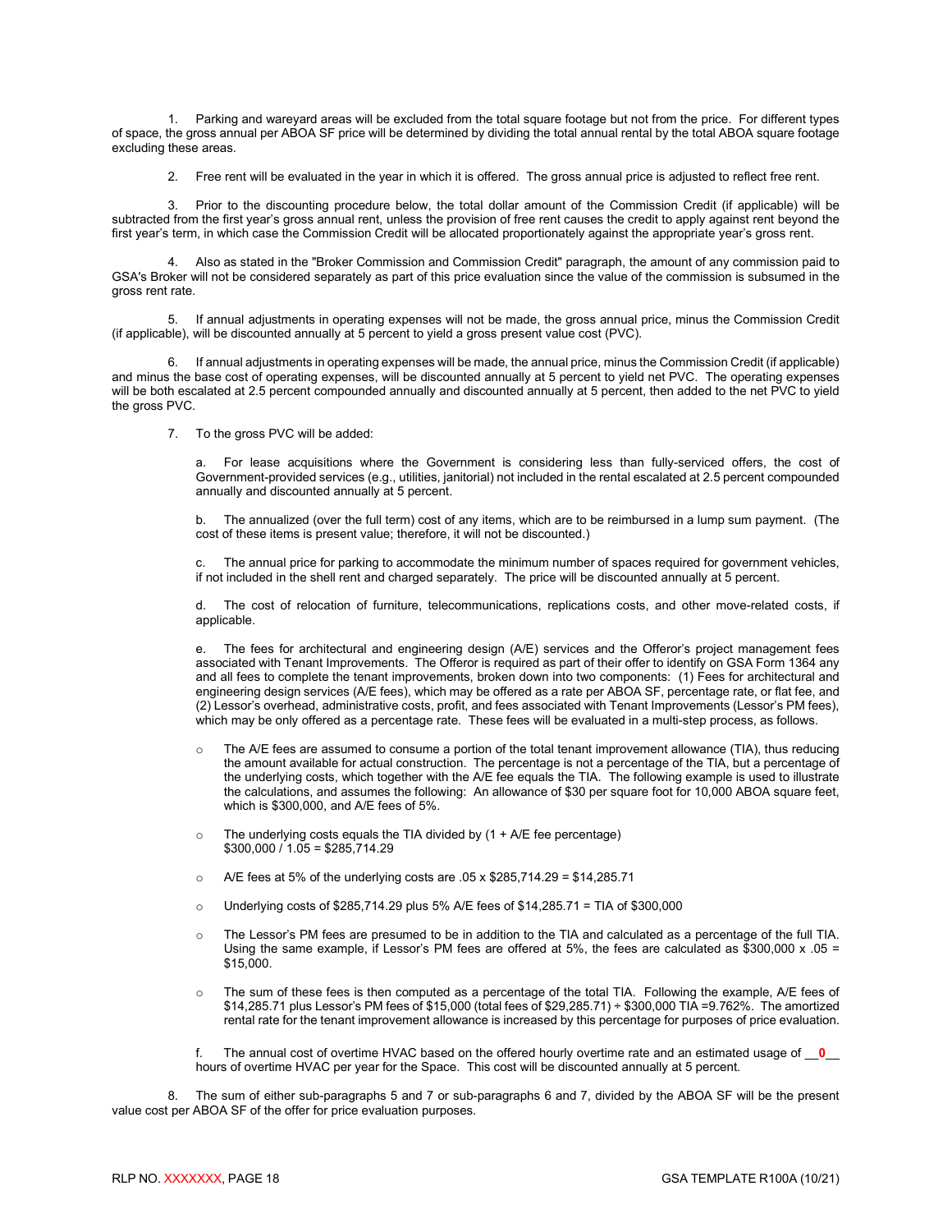1. Parking and wareyard areas will be excluded from the total square footage but not from the price. For different types of space, the gross annual per ABOA SF price will be determined by dividing the total annual rental by the total ABOA square footage excluding these areas.

2. Free rent will be evaluated in the year in which it is offered. The gross annual price is adjusted to reflect free rent.

3. Prior to the discounting procedure below, the total dollar amount of the Commission Credit (if applicable) will be subtracted from the first year's gross annual rent, unless the provision of free rent causes the credit to apply against rent beyond the first year's term, in which case the Commission Credit will be allocated proportionately against the appropriate year's gross rent.

4. Also as stated in the "Broker Commission and Commission Credit" paragraph, the amount of any commission paid to GSA's Broker will not be considered separately as part of this price evaluation since the value of the commission is subsumed in the gross rent rate.

5. If annual adjustments in operating expenses will not be made, the gross annual price, minus the Commission Credit (if applicable), will be discounted annually at 5 percent to yield a gross present value cost (PVC).

6. If annual adjustments in operating expenses will be made, the annual price, minus the Commission Credit (if applicable) and minus the base cost of operating expenses, will be discounted annually at 5 percent to yield net PVC. The operating expenses will be both escalated at 2.5 percent compounded annually and discounted annually at 5 percent, then added to the net PVC to yield the gross PVC.

7. To the gross PVC will be added:

   a. For lease acquisitions where the Government is considering less than fully-serviced offers, the cost of Government-provided services (e.g., utilities, janitorial) not included in the rental escalated at 2.5 percent compounded annually and discounted annually at 5 percent.

   b. The annualized (over the full term) cost of any items, which are to be reimbursed in a lump sum payment. (The cost of these items is present value; therefore, it will not be discounted.)

   c. The annual price for parking to accommodate the minimum number of spaces required for government vehicles, if not included in the shell rent and charged separately. The price will be discounted annually at 5 percent.

   d. The cost of relocation of furniture, telecommunications, replications costs, and other move-related costs, if applicable.

   e. The fees for architectural and engineering design (A/E) services and the Offeror's project management fees associated with Tenant Improvements. The Offeror is required as part of their offer to identify on GSA Form 1364 any and all fees to complete the tenant improvements, broken down into two components: (1) Fees for architectural and engineering design services (A/E fees), which may be offered as a rate per ABOA SF, percentage rate, or flat fee, and (2) Lessor's overhead, administrative costs, profit, and fees associated with Tenant Improvements (Lessor's PM fees), which may be only offered as a percentage rate. These fees will be evaluated in a multi-step process, as follows.

   - The A/E fees are assumed to consume a portion of the total tenant improvement allowance (TIA), thus reducing the amount available for actual construction. The percentage is not a percentage of the TIA, but a percentage of the underlying costs, which together with the A/E fee equals the TIA. The following example is used to illustrate the calculations, and assumes the following: An allowance of $30 per square foot for 10,000 ABOA square feet, which is $300,000, and A/E fees of 5%.
   - The underlying costs equals the TIA divided by (1 + A/E fee percentage)
     $300,000 / 1.05 = $285,714.29
   - A/E fees at 5% of the underlying costs are .05 x $285,714.29 = $14,285.71
   - Underlying costs of $285,714.29 plus 5% A/E fees of $14,285.71 = TIA of $300,000
   - The Lessor's PM fees are presumed to be in addition to the TIA and calculated as a percentage of the full TIA. Using the same example, if Lessor's PM fees are offered at 5%, the fees are calculated as $300,000 x .05 = $15,000.
   - The sum of these fees is then computed as a percentage of the total TIA. Following the example, A/E fees of $14,285.71 plus Lessor's PM fees of $15,000 (total fees of $29,285.71) ÷ $300,000 TIA =9.762%. The amortized rental rate for the tenant improvement allowance is increased by this percentage for purposes of price evaluation.

   f. The annual cost of overtime HVAC based on the offered hourly overtime rate and an estimated usage of __0__ hours of overtime HVAC per year for the Space. This cost will be discounted annually at 5 percent.

8. The sum of either sub-paragraphs 5 and 7 or sub-paragraphs 6 and 7, divided by the ABOA SF will be the present value cost per ABOA SF of the offer for price evaluation purposes.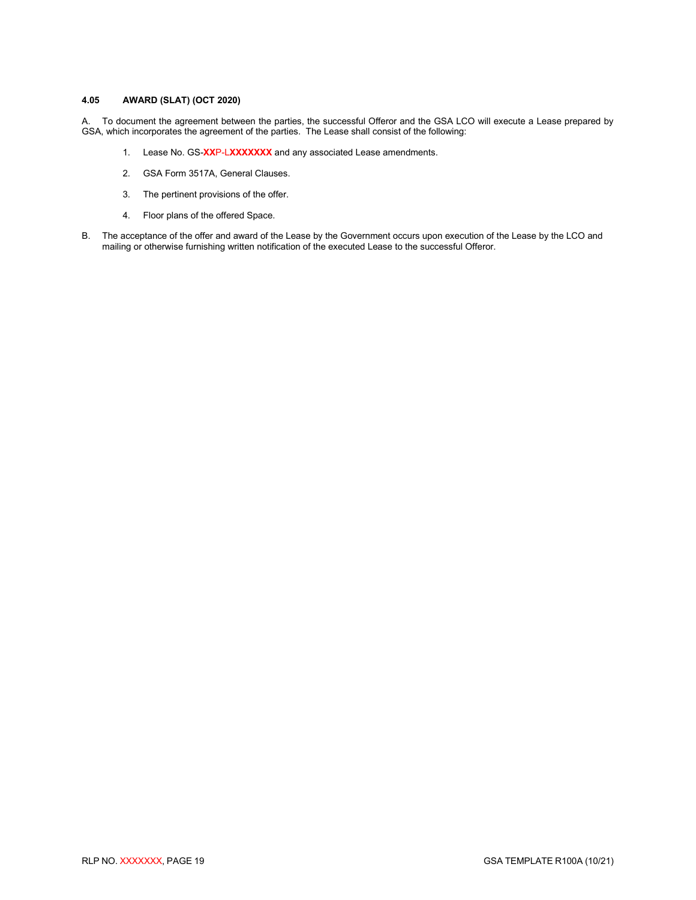### 4.05 AWARD (SLAT) (OCT 2020)

A. To document the agreement between the parties, the successful Offeror and the GSA LCO will execute a Lease prepared by GSA, which incorporates the agreement of the parties. The Lease shall consist of the following:

1. Lease No. GS-**XX**P-L**XXXXXXX** and any associated Lease amendments.
2. GSA Form 3517A, General Clauses.
3. The pertinent provisions of the offer.
4. Floor plans of the offered Space.

B. The acceptance of the offer and award of the Lease by the Government occurs upon execution of the Lease by the LCO and mailing or otherwise furnishing written notification of the executed Lease to the successful Offeror.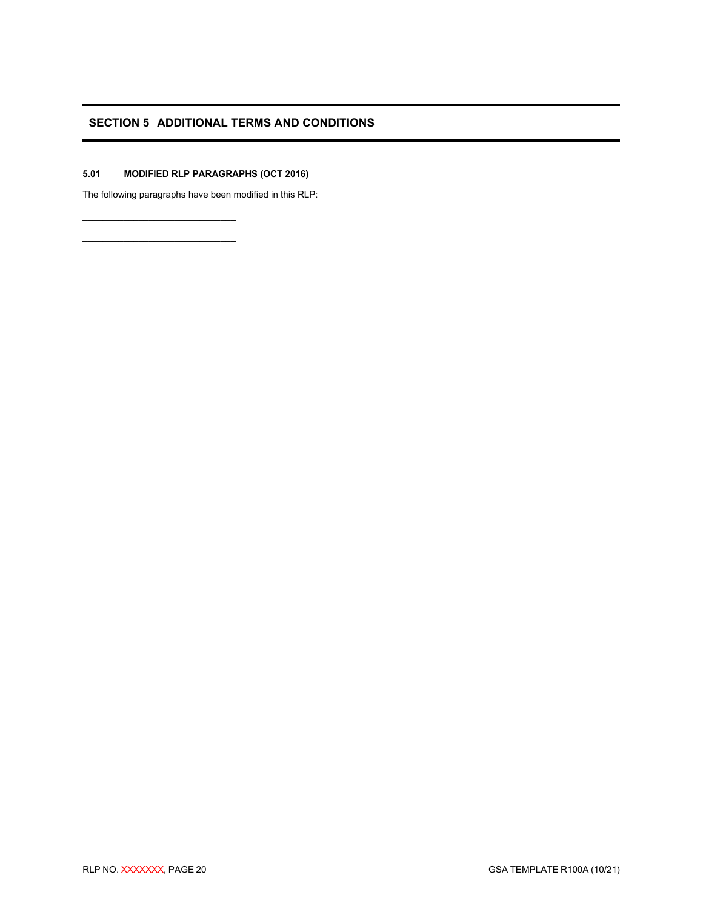## SECTION 5 ADDITIONAL TERMS AND CONDITIONS

**5.01 MODIFIED RLP PARAGRAPHS (OCT 2016)**

The following paragraphs have been modified in this RLP:

\_\_\_\_\_\_\_\_\_\_\_\_\_\_\_\_\_\_\_\_\_\_\_\_\_\_\_\_\_\_

\_\_\_\_\_\_\_\_\_\_\_\_\_\_\_\_\_\_\_\_\_\_\_\_\_\_\_\_\_\_